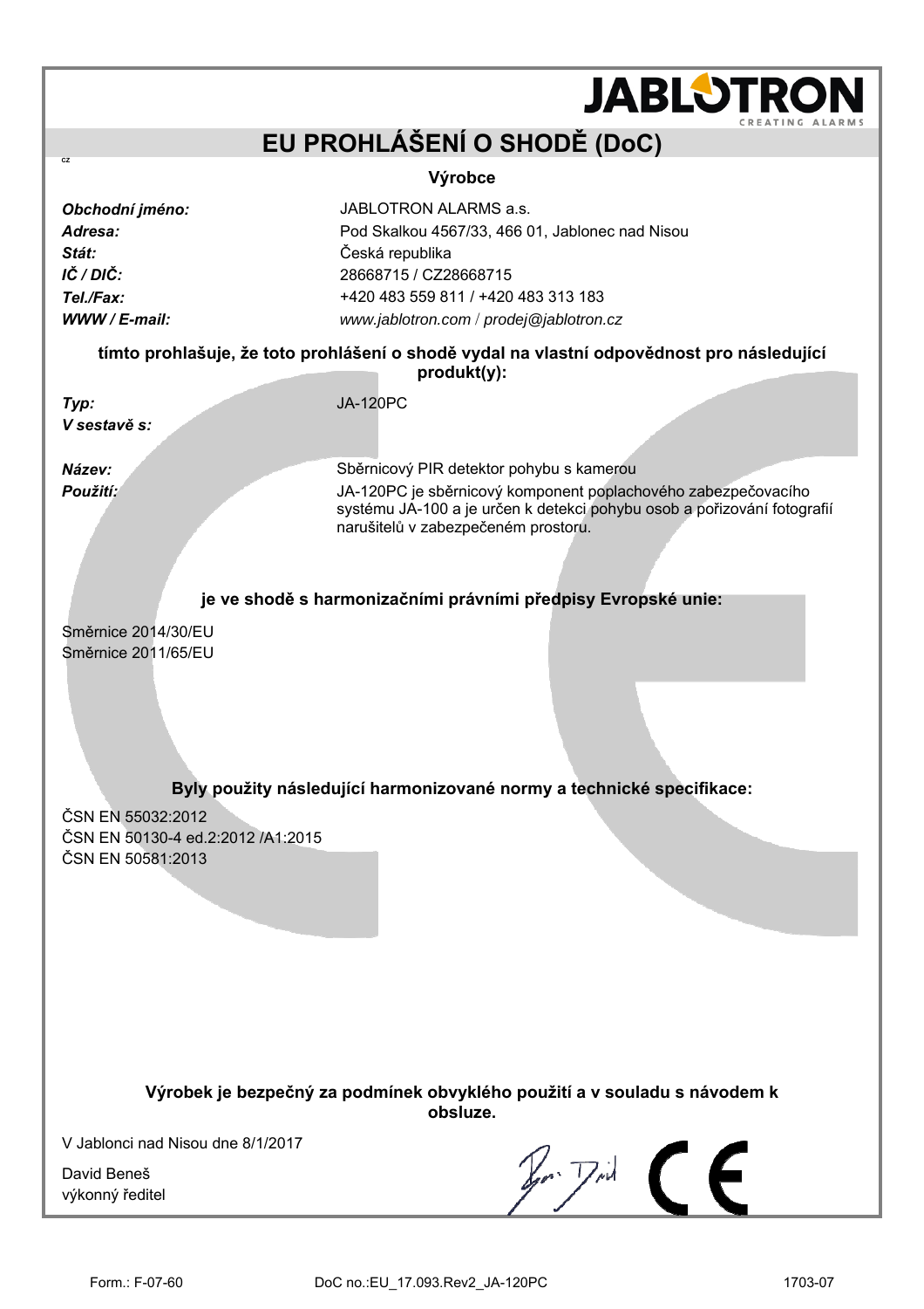# EU PROHLÁŠENÍ O SHODĚ (DoC)

CZ

**Výrobce**

| | |
|---|---|
| ***Obchodní jméno:*** | JABLOTRON ALARMS a.s. |
| ***Adresa:*** | Pod Skalkou 4567/33, 466 01, Jablonec nad Nisou |
| ***Stát:*** | Česká republika |
| ***IČ / DIČ:*** | 28668715 / CZ28668715 |
| ***Tel./Fax:*** | +420 483 559 811 / +420 483 313 183 |
| ***WWW / E-mail:*** | *www.jablotron.com* / *prodej@jablotron.cz* |

**tímto prohlašuje, že toto prohlášení o shodě vydal na vlastní odpovědnost pro následující produkt(y):**

| | |
|---|---|
| ***Typ:*** | JA-120PC |
| ***V sestavě s:*** | |
| ***Název:*** | Sběrnicový PIR detektor pohybu s kamerou |
| ***Použití:*** | JA-120PC je sběrnicový komponent poplachového zabezpečovacího systému JA-100 a je určen k detekci pohybu osob a pořizování fotografií narušitelů v zabezpečeném prostoru. |

**je ve shodě s harmonizačními právními předpisy Evropské unie:**

Směrnice 2014/30/EU
Směrnice 2011/65/EU

**Byly použity následující harmonizované normy a technické specifikace:**

ČSN EN 55032:2012
ČSN EN 50130-4 ed.2:2012 /A1:2015
ČSN EN 50581:2013

**Výrobek je bezpečný za podmínek obvyklého použití a v souladu s návodem k obsluze.**

V Jablonci nad Nisou dne 8/1/2017

David Beneš
výkonný ředitel

Form.: F-07-60 DoC no.:EU_17.093.Rev2_JA-120PC 1703-07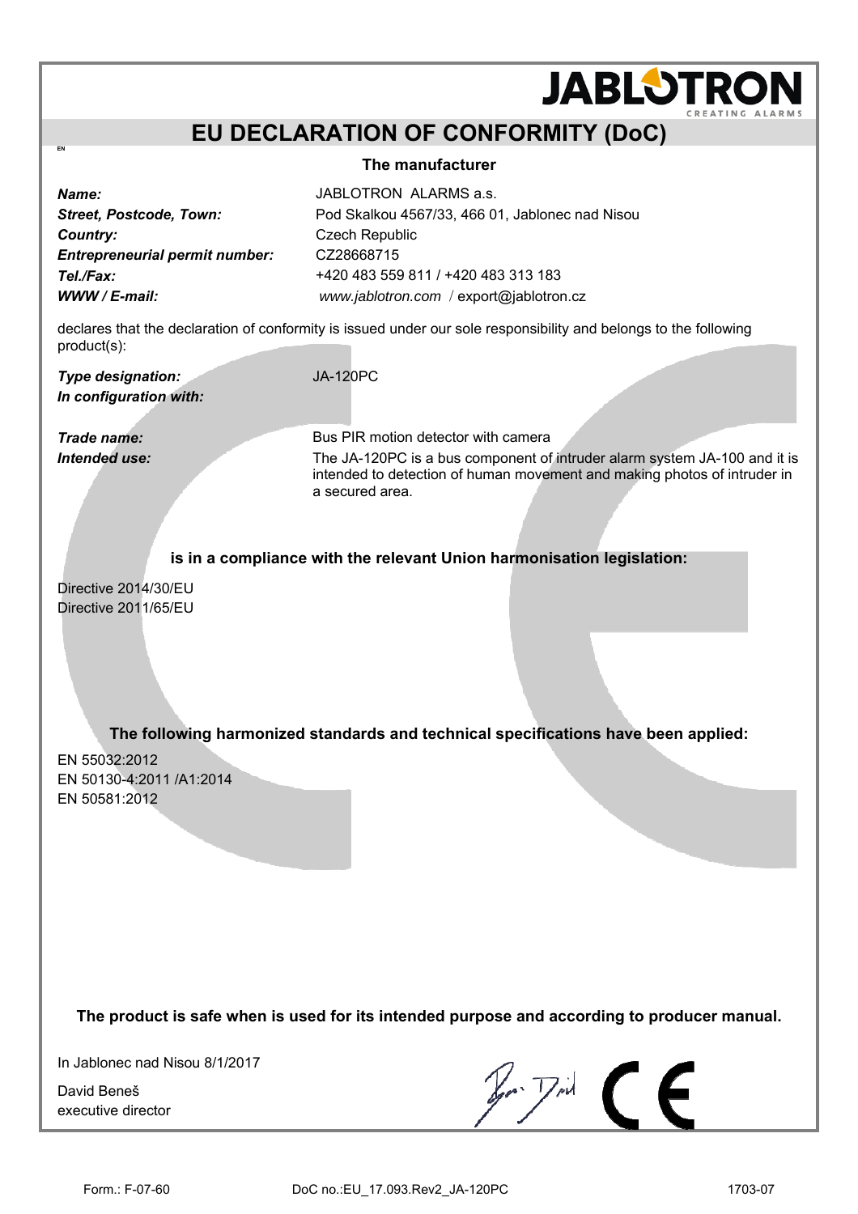JABLOTRON
CREATING ALARMS

# EU DECLARATION OF CONFORMITY (DoC)

EN

**The manufacturer**

| | |
|---|---|
| ***Name:*** | JABLOTRON ALARMS a.s. |
| ***Street, Postcode, Town:*** | Pod Skalkou 4567/33, 466 01, Jablonec nad Nisou |
| ***Country:*** | Czech Republic |
| ***Entrepreneurial permit number:*** | CZ28668715 |
| ***Tel./Fax:*** | +420 483 559 811 / +420 483 313 183 |
| ***WWW / E-mail:*** | *www.jablotron.com* / export@jablotron.cz |

declares that the declaration of conformity is issued under our sole responsibility and belongs to the following product(s):

| | |
|---|---|
| ***Type designation:*** | JA-120PC |
| ***In configuration with:*** | |
| ***Trade name:*** | Bus PIR motion detector with camera |
| ***Intended use:*** | The JA-120PC is a bus component of intruder alarm system JA-100 and it is intended to detection of human movement and making photos of intruder in a secured area. |

**is in a compliance with the relevant Union harmonisation legislation:**

Directive 2014/30/EU
Directive 2011/65/EU

**The following harmonized standards and technical specifications have been applied:**

EN 55032:2012
EN 50130-4:2011 /A1:2014
EN 50581:2012

**The product is safe when is used for its intended purpose and according to producer manual.**

In Jablonec nad Nisou 8/1/2017

David Beneš
executive director

Form.: F-07-60 DoC no.:EU_17.093.Rev2_JA-120PC 1703-07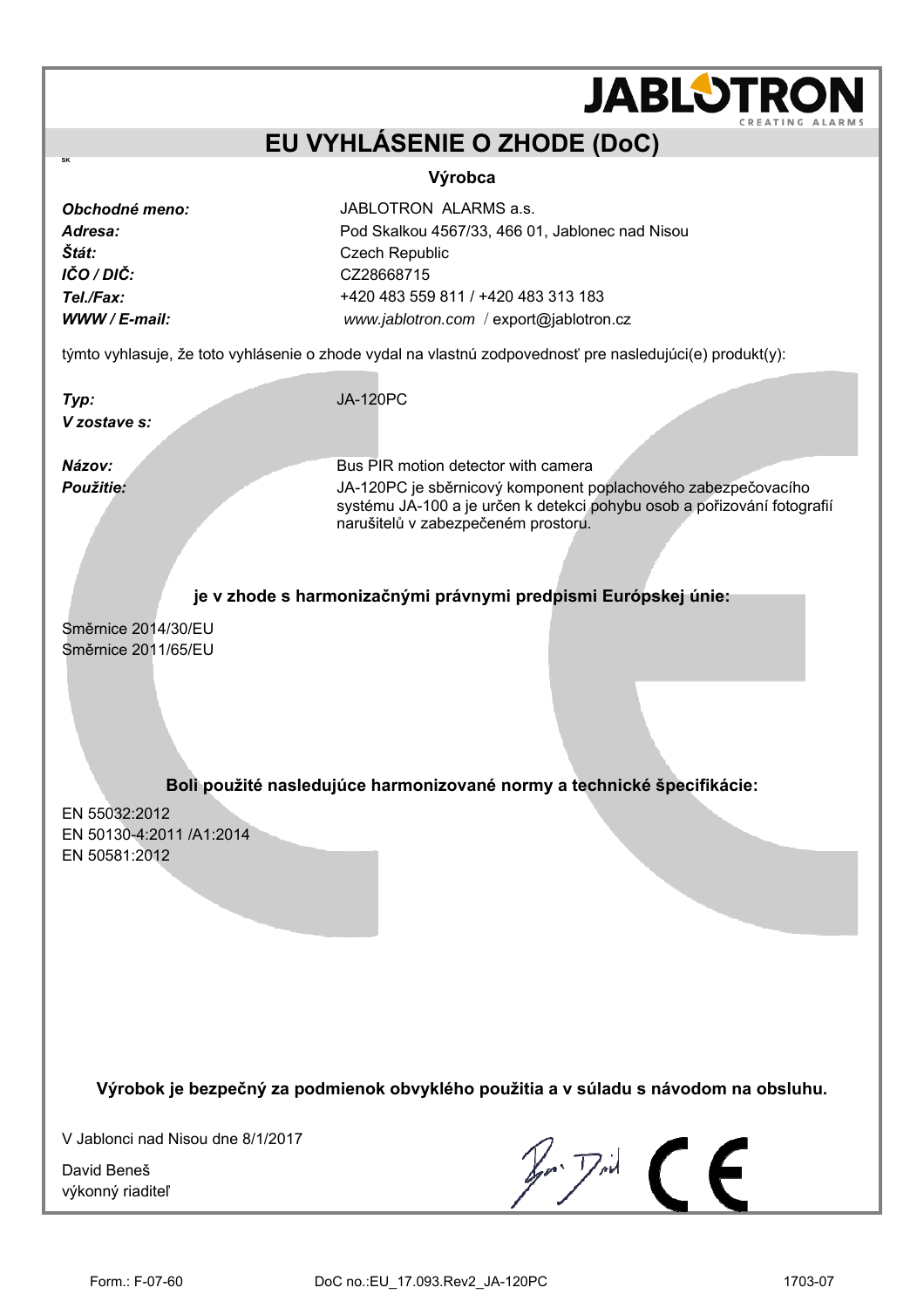JABLOTRON
CREATING ALARMS

# EU VYHLÁSENIE O ZHODE (DoC)

SK

**Výrobca**

| | |
|---|---|
| ***Obchodné meno:*** | JABLOTRON ALARMS a.s. |
| ***Adresa:*** | Pod Skalkou 4567/33, 466 01, Jablonec nad Nisou |
| ***Štát:*** | Czech Republic |
| ***IČO / DIČ:*** | CZ28668715 |
| ***Tel./Fax:*** | +420 483 559 811 / +420 483 313 183 |
| ***WWW / E-mail:*** | *www.jablotron.com* / export@jablotron.cz |

týmto vyhlasuje, že toto vyhlásenie o zhode vydal na vlastnú zodpovednosť pre nasledujúci(e) produkt(y):

| | |
|---|---|
| ***Typ:*** | JA-120PC |
| ***V zostave s:*** | |
| ***Názov:*** | Bus PIR motion detector with camera |
| ***Použitie:*** | JA-120PC je sběrnicový komponent poplachového zabezpečovacího systému JA-100 a je určen k detekci pohybu osob a pořizování fotografií narušitelů v zabezpečeném prostoru. |

**je v zhode s harmonizačnými právnymi predpismi Európskej únie:**

Směrnice 2014/30/EU
Směrnice 2011/65/EU

**Boli použité nasledujúce harmonizované normy a technické špecifikácie:**

EN 55032:2012
EN 50130-4:2011 /A1:2014
EN 50581:2012

**Výrobok je bezpečný za podmienok obvyklého použitia a v súlade s návodom na obsluhu.**

V Jablonci nad Nisou dne 8/1/2017

David Beneš
výkonný riaditeľ

Form.: F-07-60 DoC no.:EU_17.093.Rev2_JA-120PC 1703-07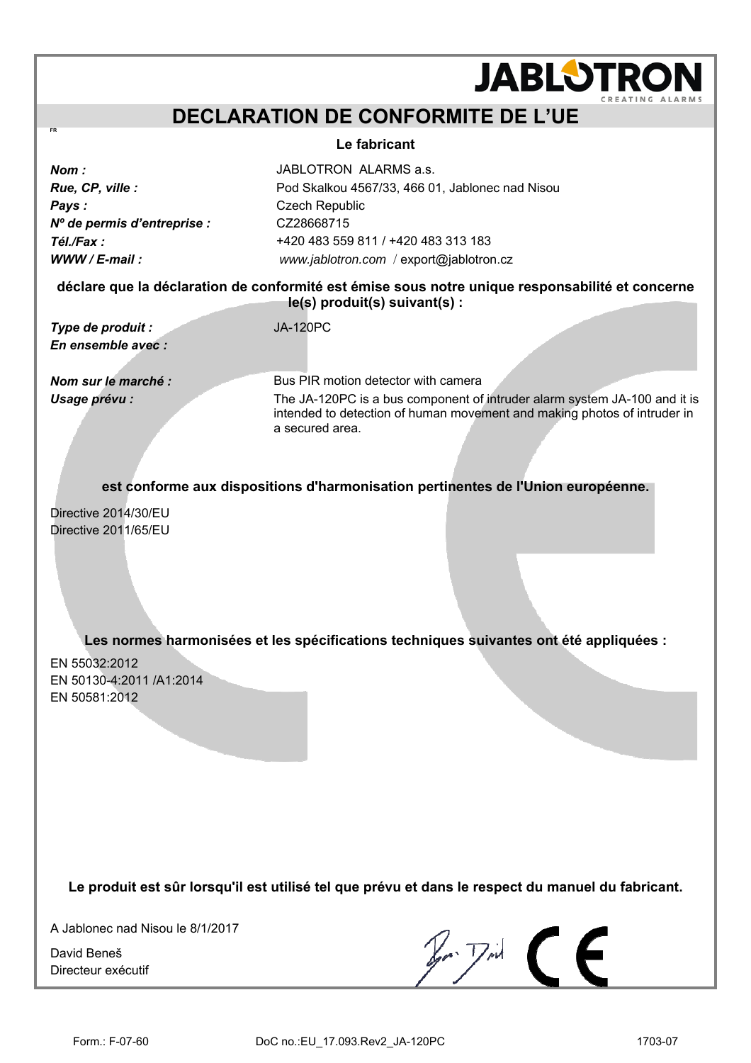JABLOTRON
CREATING ALARMS

# DECLARATION DE CONFORMITE DE L'UE

FR

**Le fabricant**

| | |
|---|---|
| ***Nom :*** | JABLOTRON ALARMS a.s. |
| ***Rue, CP, ville :*** | Pod Skalkou 4567/33, 466 01, Jablonec nad Nisou |
| ***Pays :*** | Czech Republic |
| ***Nº de permis d'entreprise :*** | CZ28668715 |
| ***Tél./Fax :*** | +420 483 559 811 / +420 483 313 183 |
| ***WWW / E-mail :*** | *www.jablotron.com* / export@jablotron.cz |

**déclare que la déclaration de conformité est émise sous notre unique responsabilité et concerne le(s) produit(s) suivant(s) :**

| | |
|---|---|
| ***Type de produit :*** | JA-120PC |
| ***En ensemble avec :*** | |
| ***Nom sur le marché :*** | Bus PIR motion detector with camera |
| ***Usage prévu :*** | The JA-120PC is a bus component of intruder alarm system JA-100 and it is intended to detection of human movement and making photos of intruder in a secured area. |

**est conforme aux dispositions d'harmonisation pertinentes de l'Union européenne.**

Directive 2014/30/EU
Directive 2011/65/EU

**Les normes harmonisées et les spécifications techniques suivantes ont été appliquées :**

EN 55032:2012
EN 50130-4:2011 /A1:2014
EN 50581:2012

**Le produit est sûr lorsqu'il est utilisé tel que prévu et dans le respect du manuel du fabricant.**

A Jablonec nad Nisou le 8/1/2017

David Beneš
Directeur exécutif

Form.: F-07-60 DoC no.:EU_17.093.Rev2_JA-120PC 1703-07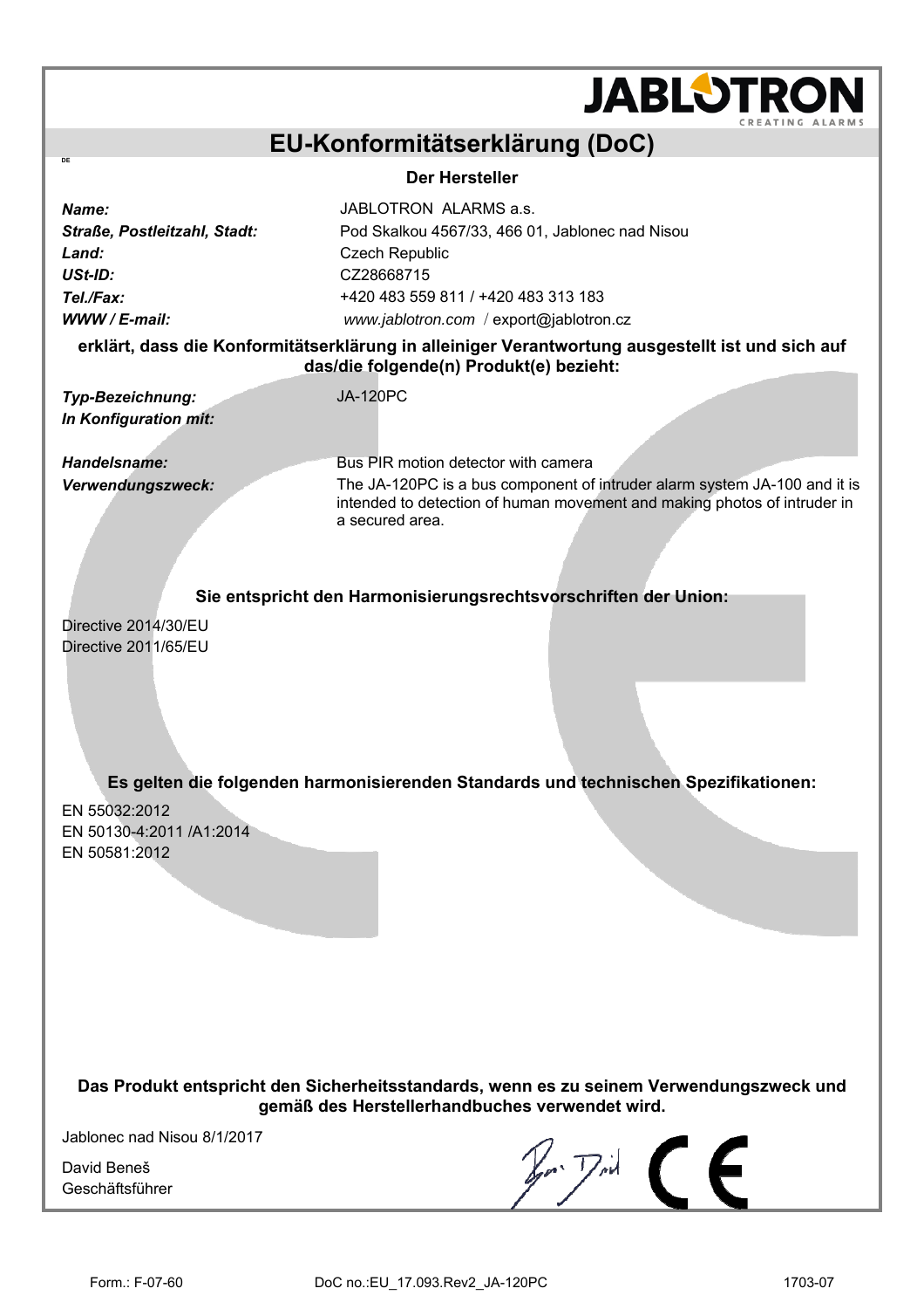# EU-Konformitätserklärung (DoC)

DE

**Der Hersteller**

| | |
|---|---|
| ***Name:*** | JABLOTRON ALARMS a.s. |
| ***Straße, Postleitzahl, Stadt:*** | Pod Skalkou 4567/33, 466 01, Jablonec nad Nisou |
| ***Land:*** | Czech Republic |
| ***USt-ID:*** | CZ28668715 |
| ***Tel./Fax:*** | +420 483 559 811 / +420 483 313 183 |
| ***WWW / E-mail:*** | *www.jablotron.com* / export@jablotron.cz |

**erklärt, dass die Konformitätserklärung in alleiniger Verantwortung ausgestellt ist und sich auf das/die folgende(n) Produkt(e) bezieht:**

| | |
|---|---|
| ***Typ-Bezeichnung:*** | JA-120PC |
| ***In Konfiguration mit:*** | |
| ***Handelsname:*** | Bus PIR motion detector with camera |
| ***Verwendungszweck:*** | The JA-120PC is a bus component of intruder alarm system JA-100 and it is intended to detection of human movement and making photos of intruder in a secured area. |

**Sie entspricht den Harmonisierungsrechtsvorschriften der Union:**

Directive 2014/30/EU
Directive 2011/65/EU

**Es gelten die folgenden harmonisierenden Standards und technischen Spezifikationen:**

EN 55032:2012
EN 50130-4:2011 /A1:2014
EN 50581:2012

**Das Produkt entspricht den Sicherheitsstandards, wenn es zu seinem Verwendungszweck und gemäß des Herstellerhandbuches verwendet wird.**

Jablonec nad Nisou 8/1/2017

David Beneš
Geschäftsführer

Form.: F-07-60 DoC no.:EU_17.093.Rev2_JA-120PC 1703-07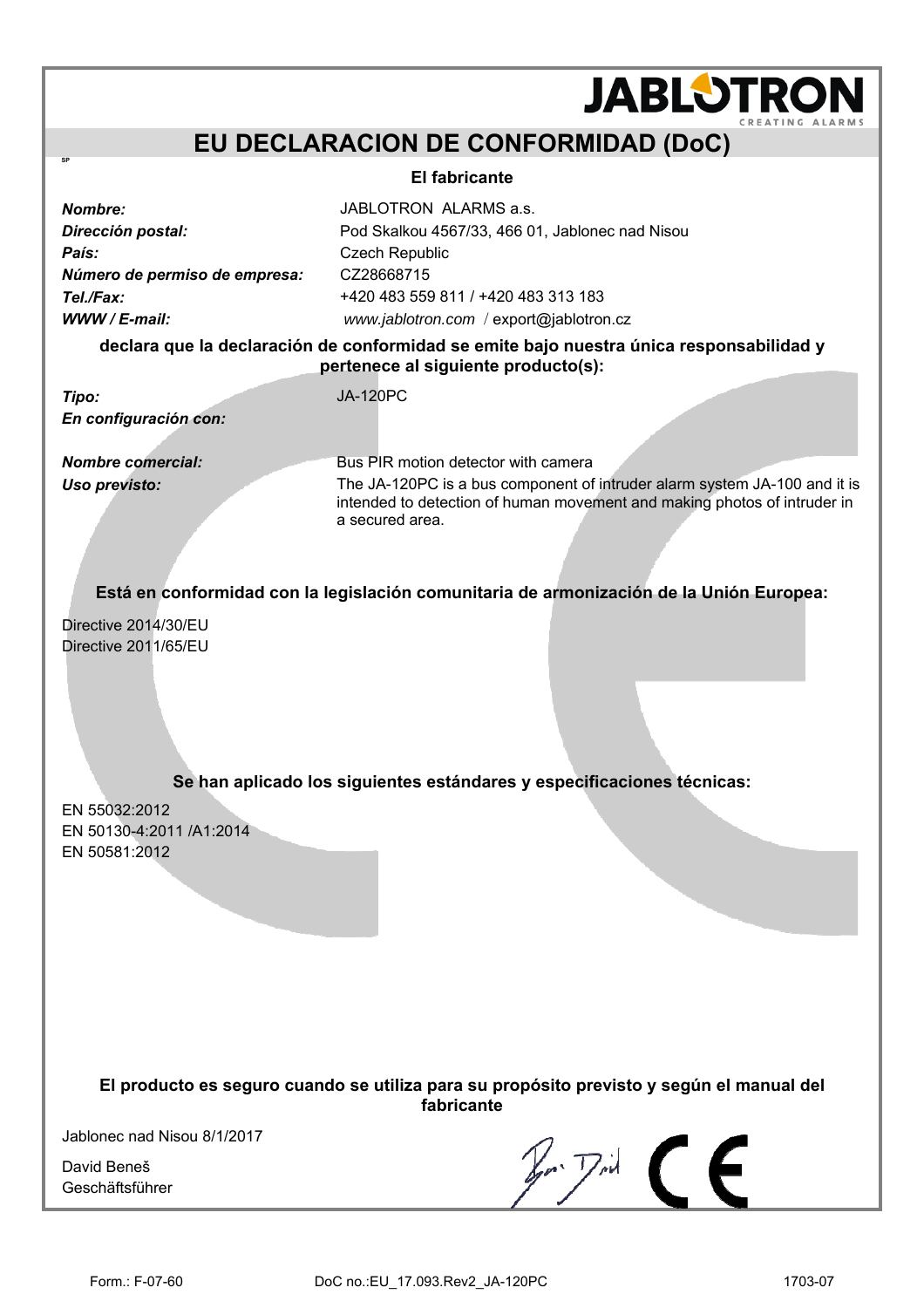JABLOTRON
CREATING ALARMS

# EU DECLARACION DE CONFORMIDAD (DoC)

SP

**El fabricante**

| | |
|---|---|
| ***Nombre:*** | JABLOTRON ALARMS a.s. |
| ***Dirección postal:*** | Pod Skalkou 4567/33, 466 01, Jablonec nad Nisou |
| ***País:*** | Czech Republic |
| ***Número de permiso de empresa:*** | CZ28668715 |
| ***Tel./Fax:*** | +420 483 559 811 / +420 483 313 183 |
| ***WWW / E-mail:*** | *www.jablotron.com* / export@jablotron.cz |

**declara que la declaración de conformidad se emite bajo nuestra única responsabilidad y pertenece al siguiente producto(s):**

| | |
|---|---|
| ***Tipo:*** | JA-120PC |
| ***En configuración con:*** | |
| ***Nombre comercial:*** | Bus PIR motion detector with camera |
| ***Uso previsto:*** | The JA-120PC is a bus component of intruder alarm system JA-100 and it is intended to detection of human movement and making photos of intruder in a secured area. |

**Está en conformidad con la legislación comunitaria de armonización de la Unión Europea:**

Directive 2014/30/EU
Directive 2011/65/EU

**Se han aplicado los siguientes estándares y especificaciones técnicas:**

EN 55032:2012
EN 50130-4:2011 /A1:2014
EN 50581:2012

**El producto es seguro cuando se utiliza para su propósito previsto y según el manual del fabricante**

Jablonec nad Nisou 8/1/2017

David Beneš
Geschäftsführer

Form.: F-07-60 DoC no.:EU_17.093.Rev2_JA-120PC 1703-07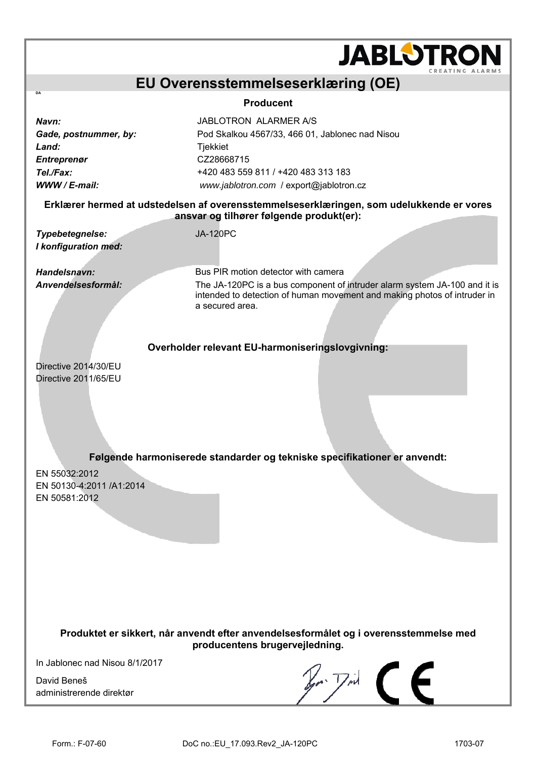JABLOTRON
CREATING ALARMS

# EU Overensstemmelseserklæring (OE)

DA

**Producent**

| | |
|---|---|
| ***Navn:*** | JABLOTRON ALARMER A/S |
| ***Gade, postnummer, by:*** | Pod Skalkou 4567/33, 466 01, Jablonec nad Nisou |
| ***Land:*** | Tjekkiet |
| ***Entreprenør*** | CZ28668715 |
| ***Tel./Fax:*** | +420 483 559 811 / +420 483 313 183 |
| ***WWW / E-mail:*** | *www.jablotron.com* / export@jablotron.cz |

**Erklærer hermed at udstedelsen af overensstemmelseserklæringen, som udelukkende er vores ansvar og tilhører følgende produkt(er):**

| | |
|---|---|
| ***Typebetegnelse:*** | JA-120PC |
| ***I konfiguration med:*** | |
| ***Handelsnavn:*** | Bus PIR motion detector with camera |
| ***Anvendelsesformål:*** | The JA-120PC is a bus component of intruder alarm system JA-100 and it is intended to detection of human movement and making photos of intruder in a secured area. |

**Overholder relevant EU-harmoniseringslovgivning:**

Directive 2014/30/EU
Directive 2011/65/EU

**Følgende harmoniserede standarder og tekniske specifikationer er anvendt:**

EN 55032:2012
EN 50130-4:2011 /A1:2014
EN 50581:2012

**Produktet er sikkert, når anvendt efter anvendelsesformålet og i overensstemmelse med producentens brugervejledning.**

In Jablonec nad Nisou 8/1/2017

David Beneš
administrerende direktør

Form.: F-07-60 DoC no.:EU_17.093.Rev2_JA-120PC 1703-07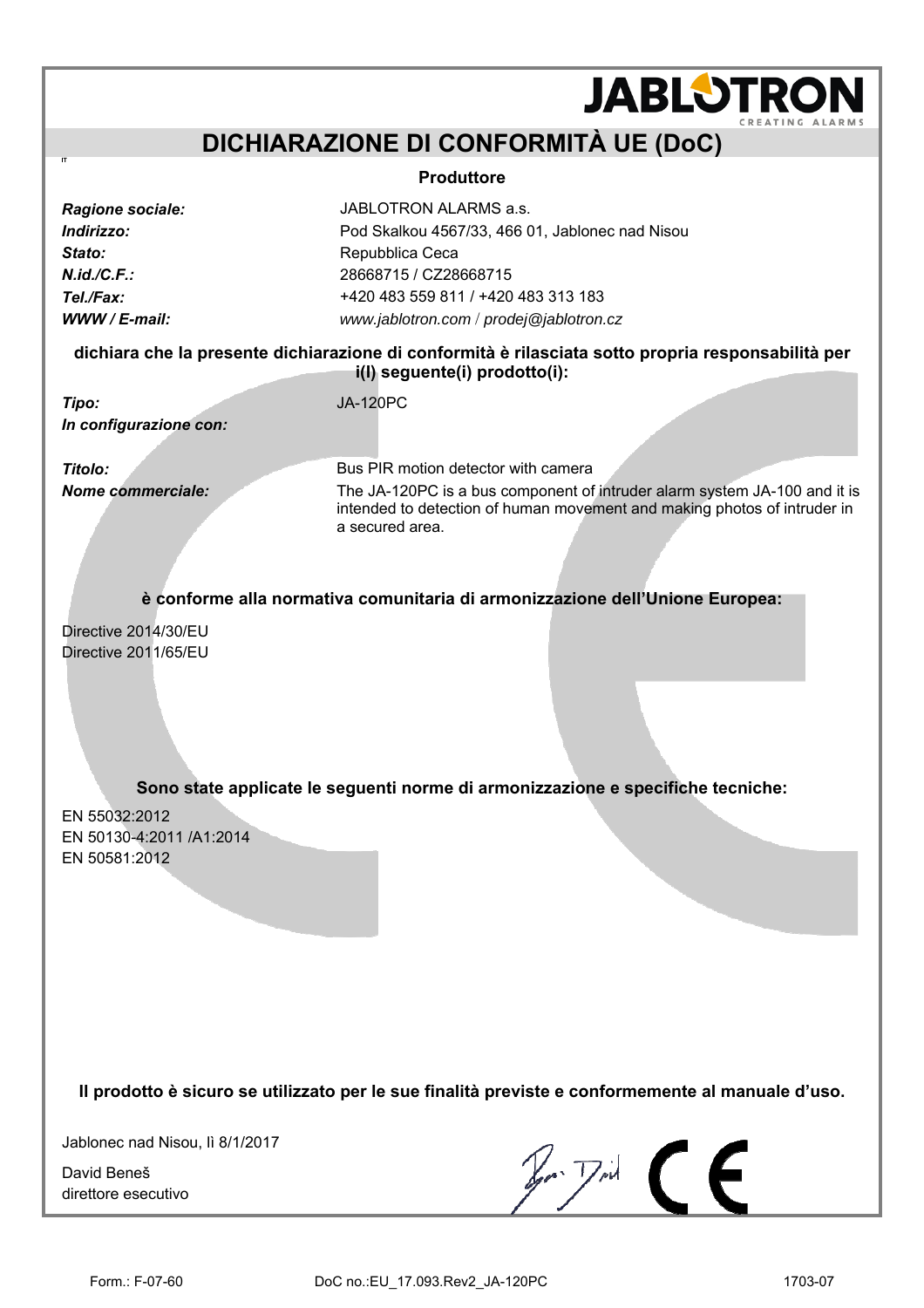JABLOTRON
CREATING ALARMS

# DICHIARAZIONE DI CONFORMITÀ UE (DoC)

IT

**Produttore**

| | |
|---|---|
| ***Ragione sociale:*** | JABLOTRON ALARMS a.s. |
| ***Indirizzo:*** | Pod Skalkou 4567/33, 466 01, Jablonec nad Nisou |
| ***Stato:*** | Repubblica Ceca |
| ***N.id./C.F.:*** | 28668715 / CZ28668715 |
| ***Tel./Fax:*** | +420 483 559 811 / +420 483 313 183 |
| ***WWW / E-mail:*** | *www.jablotron.com* / *prodej@jablotron.cz* |

**dichiara che la presente dichiarazione di conformità è rilasciata sotto propria responsabilità per i(l) seguente(i) prodotto(i):**

| | |
|---|---|
| ***Tipo:*** | JA-120PC |
| ***In configurazione con:*** | |
| ***Titolo:*** | Bus PIR motion detector with camera |
| ***Nome commerciale:*** | The JA-120PC is a bus component of intruder alarm system JA-100 and it is intended to detection of human movement and making photos of intruder in a secured area. |

**è conforme alla normativa comunitaria di armonizzazione dell'Unione Europea:**

Directive 2014/30/EU
Directive 2011/65/EU

**Sono state applicate le seguenti norme di armonizzazione e specifiche tecniche:**

EN 55032:2012
EN 50130-4:2011 /A1:2014
EN 50581:2012

**Il prodotto è sicuro se utilizzato per le sue finalità previste e conformemente al manuale d'uso.**

Jablonec nad Nisou, lì 8/1/2017

David Beneš
direttore esecutivo

Form.: F-07-60 DoC no.:EU_17.093.Rev2_JA-120PC 1703-07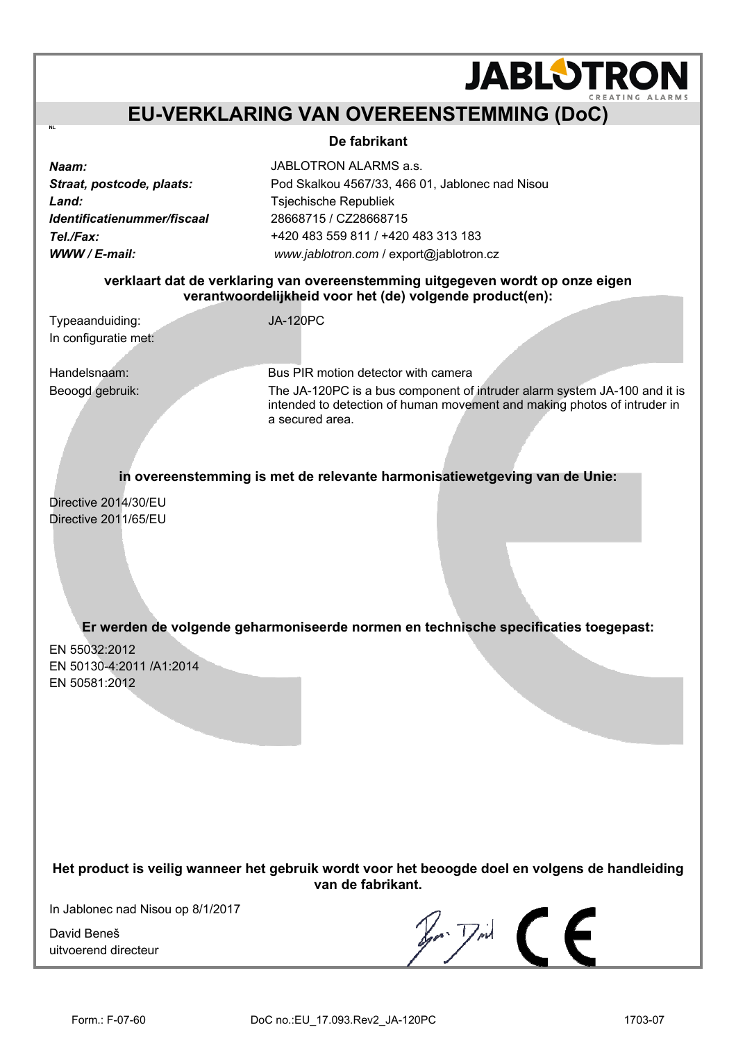# EU-VERKLARING VAN OVEREENSTEMMING (DoC)

NL

**De fabrikant**

| | |
|---|---|
| ***Naam:*** | JABLOTRON ALARMS a.s. |
| ***Straat, postcode, plaats:*** | Pod Skalkou 4567/33, 466 01, Jablonec nad Nisou |
| ***Land:*** | Tsjechische Republiek |
| ***Identificatienummer/fiscaal*** | 28668715 / CZ28668715 |
| ***Tel./Fax:*** | +420 483 559 811 / +420 483 313 183 |
| ***WWW / E-mail:*** | *www.jablotron.com* / export@jablotron.cz |

**verklaart dat de verklaring van overeenstemming uitgegeven wordt op onze eigen verantwoordelijkheid voor het (de) volgende product(en):**

| | |
|---|---|
| Typeaanduiding: | JA-120PC |
| In configuratie met: | |
| Handelsnaam: | Bus PIR motion detector with camera |
| Beoogd gebruik: | The JA-120PC is a bus component of intruder alarm system JA-100 and it is intended to detection of human movement and making photos of intruder in a secured area. |

**in overeenstemming is met de relevante harmonisatiewetgeving van de Unie:**

Directive 2014/30/EU
Directive 2011/65/EU

**Er werden de volgende geharmoniseerde normen en technische specificaties toegepast:**

EN 55032:2012
EN 50130-4:2011 /A1:2014
EN 50581:2012

**Het product is veilig wanneer het gebruik wordt voor het beoogde doel en volgens de handleiding van de fabrikant.**

In Jablonec nad Nisou op 8/1/2017

David Beneš
uitvoerend directeur

Form.: F-07-60 DoC no.:EU_17.093.Rev2_JA-120PC 1703-07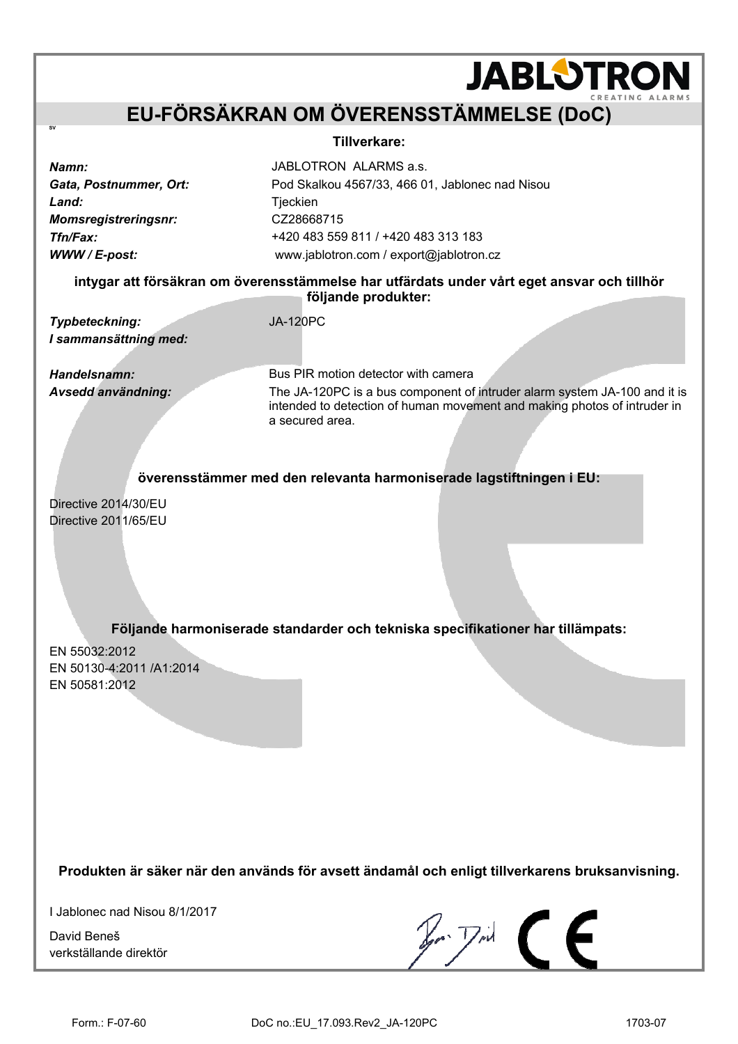JABLOTRON
CREATING ALARMS

# EU-FÖRSÄKRAN OM ÖVERENSSTÄMMELSE (DoC)

SV

**Tillverkare:**

| | |
|---|---|
| ***Namn:*** | JABLOTRON ALARMS a.s. |
| ***Gata, Postnummer, Ort:*** | Pod Skalkou 4567/33, 466 01, Jablonec nad Nisou |
| ***Land:*** | Tjeckien |
| ***Momsregistreringsnr:*** | CZ28668715 |
| ***Tfn/Fax:*** | +420 483 559 811 / +420 483 313 183 |
| ***WWW / E-post:*** | www.jablotron.com / export@jablotron.cz |

**intygar att försäkran om överensstämmelse har utfärdats under vårt eget ansvar och tillhör följande produkter:**

| | |
|---|---|
| ***Typbeteckning:*** | JA-120PC |
| ***I sammansättning med:*** | |
| ***Handelsnamn:*** | Bus PIR motion detector with camera |
| ***Avsedd användning:*** | The JA-120PC is a bus component of intruder alarm system JA-100 and it is intended to detection of human movement and making photos of intruder in a secured area. |

**överensstämmer med den relevanta harmoniserade lagstiftningen i EU:**

Directive 2014/30/EU
Directive 2011/65/EU

**Följande harmoniserade standarder och tekniska specifikationer har tillämpats:**

EN 55032:2012
EN 50130-4:2011 /A1:2014
EN 50581:2012

**Produkten är säker när den används för avsett ändamål och enligt tillverkarens bruksanvisning.**

I Jablonec nad Nisou 8/1/2017

David Beneš
verkställande direktör

Form.: F-07-60 DoC no.:EU_17.093.Rev2_JA-120PC 1703-07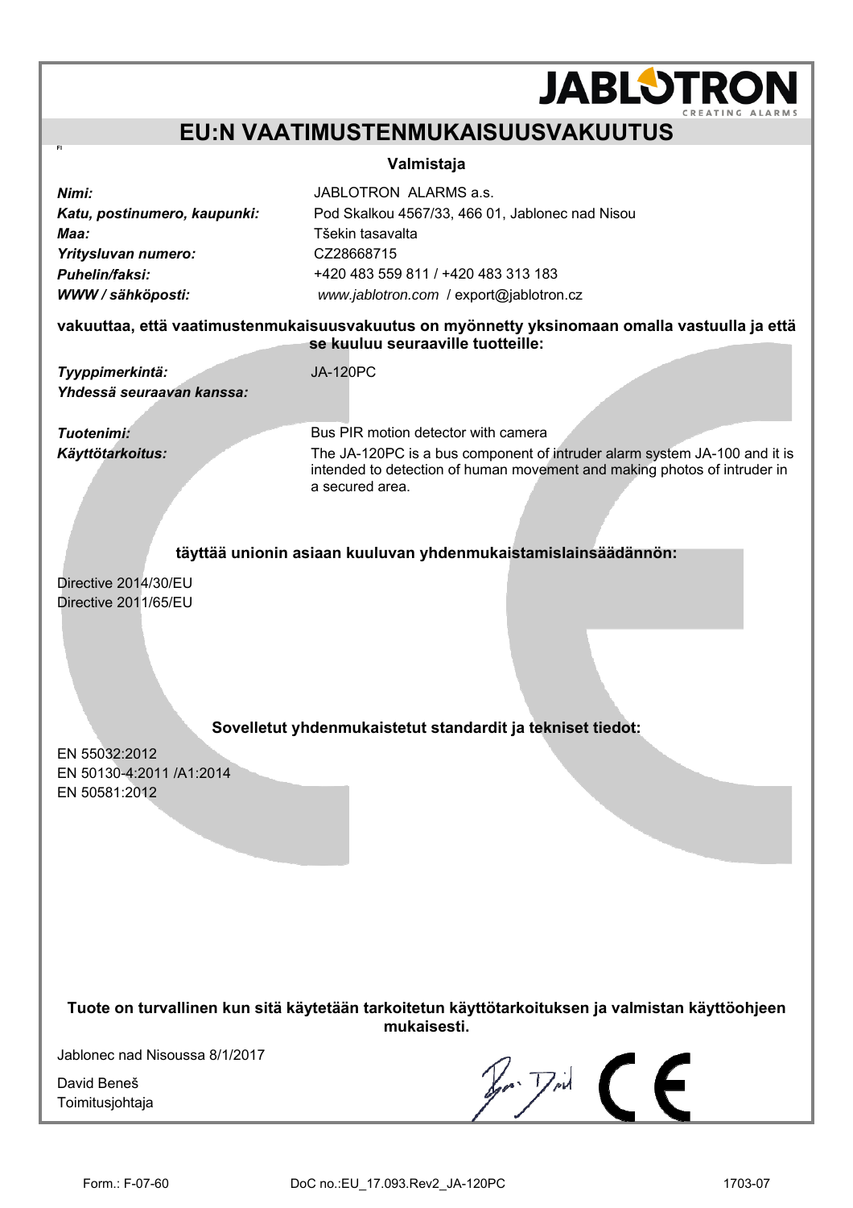JABLOTRON
CREATING ALARMS

# EU:N VAATIMUSTENMUKAISUUSVAKUUTUS

FI

**Valmistaja**

| | |
|---|---|
| ***Nimi:*** | JABLOTRON ALARMS a.s. |
| ***Katu, postinumero, kaupunki:*** | Pod Skalkou 4567/33, 466 01, Jablonec nad Nisou |
| ***Maa:*** | Tšekin tasavalta |
| ***Yritysluvan numero:*** | CZ28668715 |
| ***Puhelin/faksi:*** | +420 483 559 811 / +420 483 313 183 |
| ***WWW / sähköposti:*** | *www.jablotron.com* / export@jablotron.cz |

**vakuuttaa, että vaatimustenmukaisuusvakuutus on myönnetty yksinomaan omalla vastuulla ja että se kuuluu seuraaville tuotteille:**

| | |
|---|---|
| ***Tyyppimerkintä:*** | JA-120PC |
| ***Yhdessä seuraavan kanssa:*** | |
| ***Tuotenimi:*** | Bus PIR motion detector with camera |
| ***Käyttötarkoitus:*** | The JA-120PC is a bus component of intruder alarm system JA-100 and it is intended to detection of human movement and making photos of intruder in a secured area. |

**täyttää unionin asiaan kuuluvan yhdenmukaistamislainsäädännön:**

Directive 2014/30/EU
Directive 2011/65/EU

**Sovelletut yhdenmukaistetut standardit ja tekniset tiedot:**

EN 55032:2012
EN 50130-4:2011 /A1:2014
EN 50581:2012

**Tuote on turvallinen kun sitä käytetään tarkoitetun käyttötarkoituksen ja valmistan käyttöohjeen mukaisesti.**

Jablonec nad Nisoussa 8/1/2017

David Beneš
Toimitusjohtaja

Form.: F-07-60 DoC no.:EU_17.093.Rev2_JA-120PC 1703-07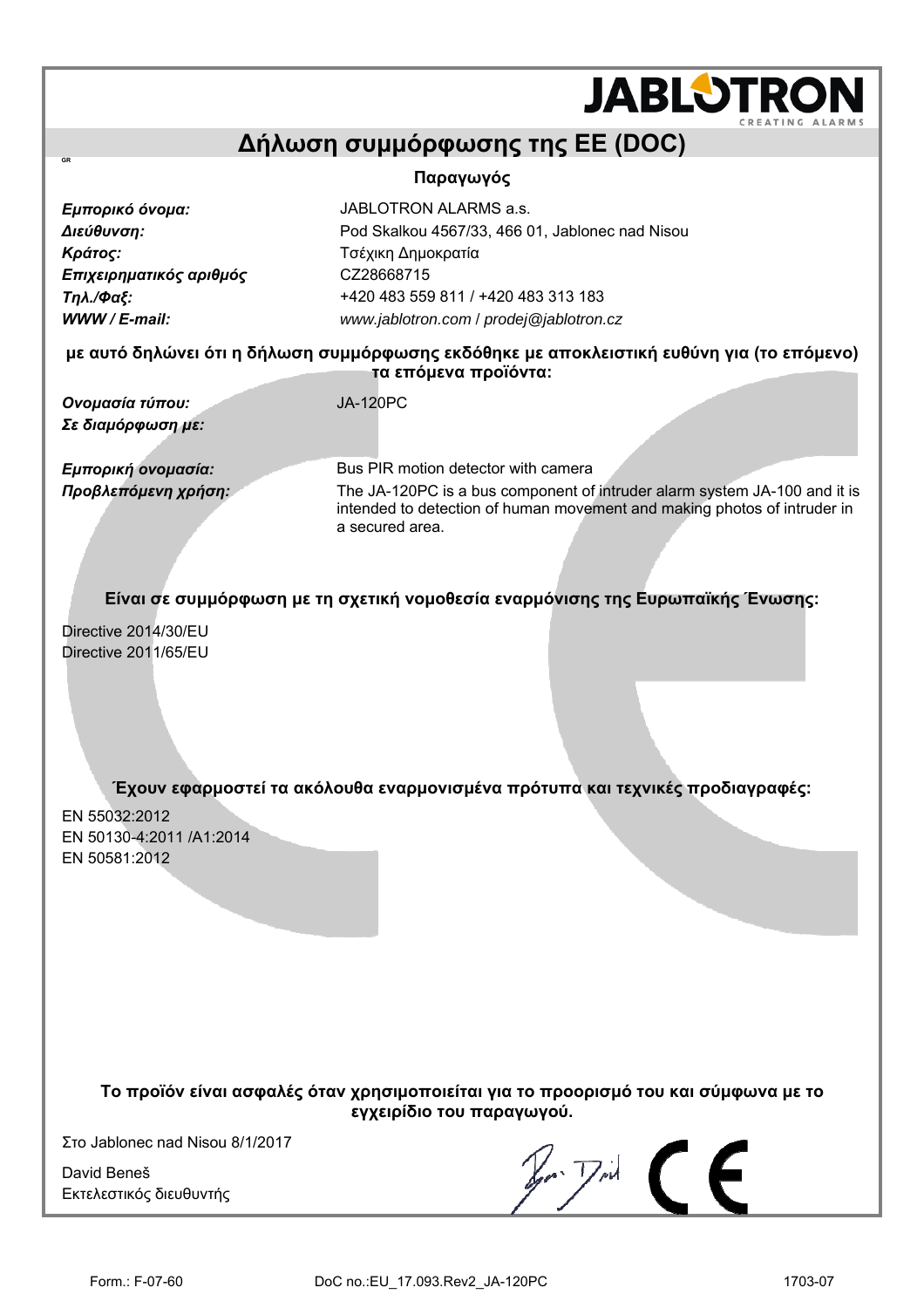JABLOTRON
CREATING ALARMS

# Δήλωση συμμόρφωσης της ΕΕ (DOC)

GR

**Παραγωγός**

| | |
|---|---|
| ***Εμπορικό όνομα:*** | JABLOTRON ALARMS a.s. |
| ***Διεύθυνση:*** | Pod Skalkou 4567/33, 466 01, Jablonec nad Nisou |
| ***Κράτος:*** | Τσέχικη Δημοκρατία |
| ***Επιχειρηματικός αριθμός*** | CZ28668715 |
| ***Τηλ./Φαξ:*** | +420 483 559 811 / +420 483 313 183 |
| ***WWW / E-mail:*** | *www.jablotron.com* / *prodej@jablotron.cz* |

**με αυτό δηλώνει ότι η δήλωση συμμόρφωσης εκδόθηκε με αποκλειστική ευθύνη για (το επόμενο) τα επόμενα προϊόντα:**

| | |
|---|---|
| ***Ονομασία τύπου:*** | JA-120PC |
| ***Σε διαμόρφωση με:*** | |
| ***Εμπορική ονομασία:*** | Bus PIR motion detector with camera |
| ***Προβλεπόμενη χρήση:*** | The JA-120PC is a bus component of intruder alarm system JA-100 and it is intended to detection of human movement and making photos of intruder in a secured area. |

**Είναι σε συμμόρφωση με τη σχετική νομοθεσία εναρμόνισης της Ευρωπαϊκής Ένωσης:**

Directive 2014/30/EU
Directive 2011/65/EU

**Έχουν εφαρμοστεί τα ακόλουθα εναρμονισμένα πρότυπα και τεχνικές προδιαγραφές:**

EN 55032:2012
EN 50130-4:2011 /A1:2014
EN 50581:2012

**Το προϊόν είναι ασφαλές όταν χρησιμοποιείται για το προορισμό του και σύμφωνα με το εγχειρίδιο του παραγωγού.**

Στο Jablonec nad Nisou 8/1/2017

David Beneš
Εκτελεστικός διευθυντής

Form.: F-07-60 DoC no.:EU_17.093.Rev2_JA-120PC 1703-07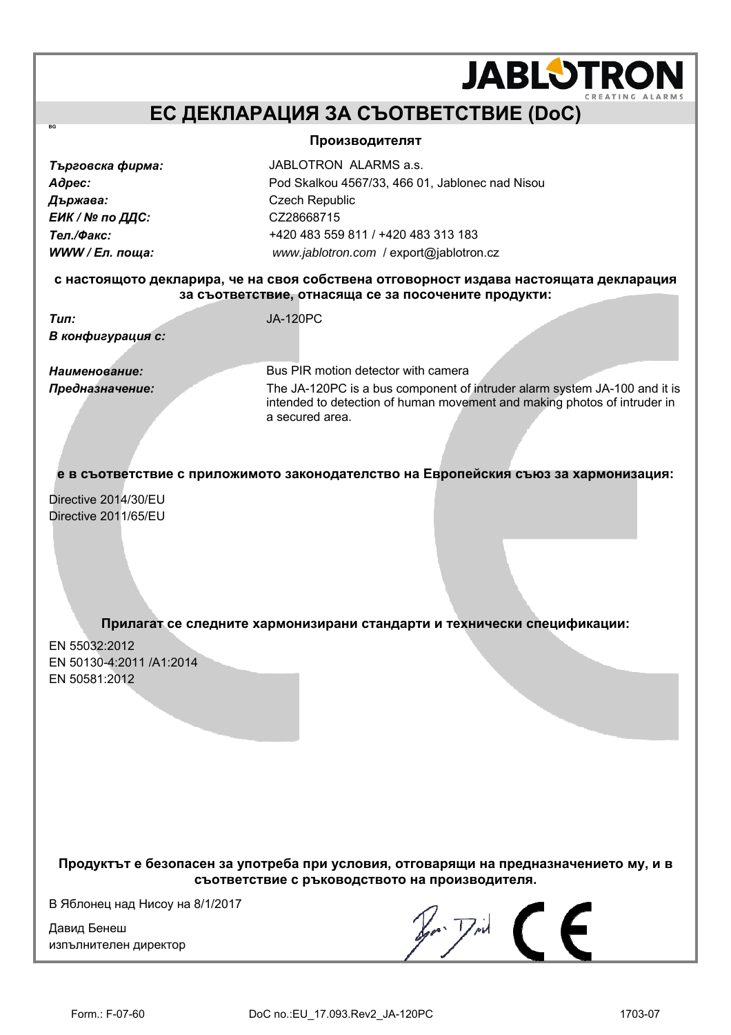# ЕС ДЕКЛАРАЦИЯ ЗА СЪОТВЕТСТВИЕ (DoC)

BG

**Производителят**

| | |
|---|---|
| ***Търговска фирма:*** | JABLOTRON ALARMS a.s. |
| ***Адрес:*** | Pod Skalkou 4567/33, 466 01, Jablonec nad Nisou |
| ***Държава:*** | Czech Republic |
| ***ЕИК / № по ДДС:*** | CZ28668715 |
| ***Тел./Факс:*** | +420 483 559 811 / +420 483 313 183 |
| ***WWW / Ел. поща:*** | *www.jablotron.com* / export@jablotron.cz |

**с настоящото декларира, че на своя собствена отговорност издава настоящата декларация за съответствие, отнасяща се за посочените продукти:**

| | |
|---|---|
| ***Тип:*** | JA-120PC |
| ***В конфигурация с:*** | |
| ***Наименование:*** | Bus PIR motion detector with camera |
| ***Предназначение:*** | The JA-120PC is a bus component of intruder alarm system JA-100 and it is intended to detection of human movement and making photos of intruder in a secured area. |

**е в съответствие с приложимото законодателство на Европейския съюз за хармонизация:**

Directive 2014/30/EU
Directive 2011/65/EU

**Прилагат се следните хармонизирани стандарти и технически спецификации:**

EN 55032:2012
EN 50130-4:2011 /A1:2014
EN 50581:2012

**Продуктът е безопасен за употреба при условия, отговарящи на предназначението му, и в съответствие с ръководството на производителя.**

В Яблонец над Нисоу на 8/1/2017

Давид Бенеш
изпълнителен директор

Form.: F-07-60 DoC no.:EU_17.093.Rev2_JA-120PC 1703-07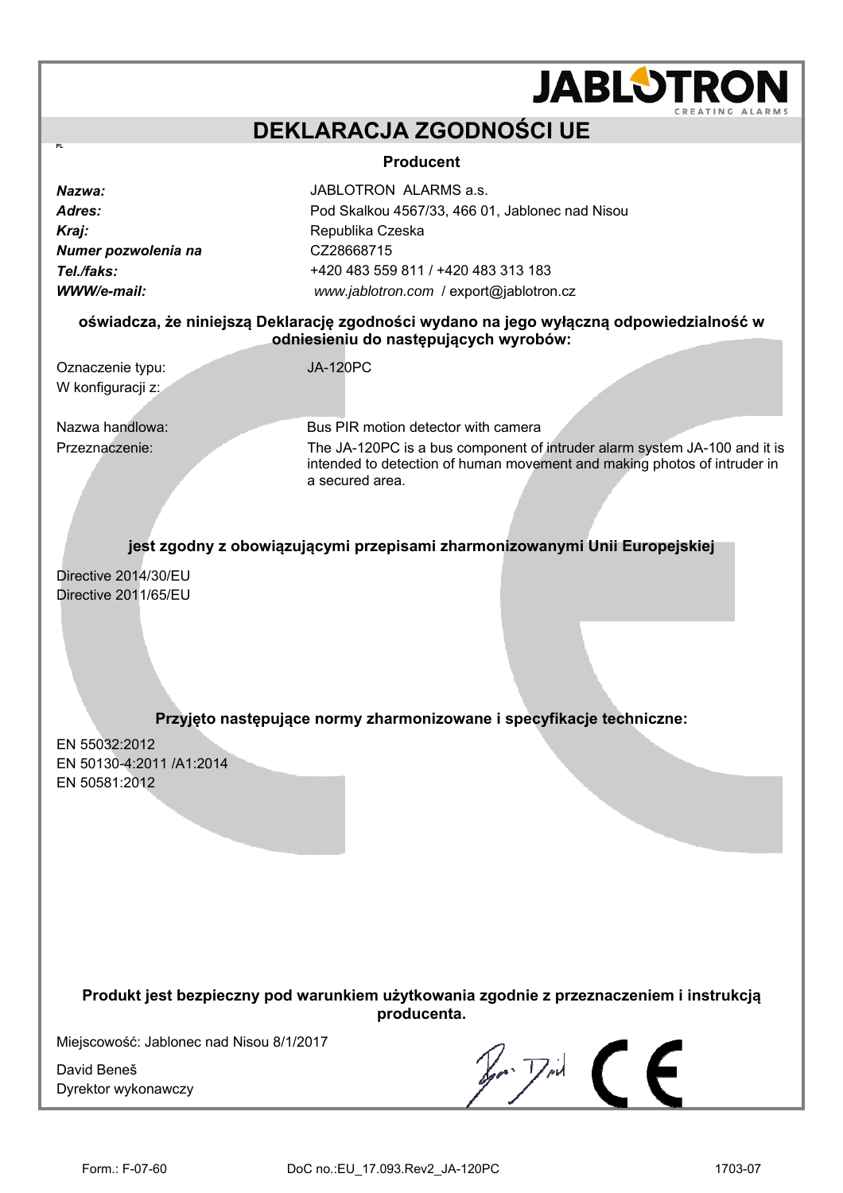JABLOTRON
CREATING ALARMS

# DEKLARACJA ZGODNOŚCI UE

PL

**Producent**

| | |
|---|---|
| ***Nazwa:*** | JABLOTRON ALARMS a.s. |
| ***Adres:*** | Pod Skalkou 4567/33, 466 01, Jablonec nad Nisou |
| ***Kraj:*** | Republika Czeska |
| ***Numer pozwolenia na*** | CZ28668715 |
| ***Tel./faks:*** | +420 483 559 811 / +420 483 313 183 |
| ***WWW/e-mail:*** | *www.jablotron.com* / export@jablotron.cz |

**oświadcza, że niniejszą Deklarację zgodności wydano na jego wyłączną odpowiedzialność w odniesieniu do następujących wyrobów:**

| | |
|---|---|
| Oznaczenie typu: | JA-120PC |
| W konfiguracji z: | |
| Nazwa handlowa: | Bus PIR motion detector with camera |
| Przeznaczenie: | The JA-120PC is a bus component of intruder alarm system JA-100 and it is intended to detection of human movement and making photos of intruder in a secured area. |

**jest zgodny z obowiązującymi przepisami zharmonizowanymi Unii Europejskiej**

Directive 2014/30/EU
Directive 2011/65/EU

**Przyjęto następujące normy zharmonizowane i specyfikacje techniczne:**

EN 55032:2012
EN 50130-4:2011 /A1:2014
EN 50581:2012

**Produkt jest bezpieczny pod warunkiem użytkowania zgodnie z przeznaczeniem i instrukcją producenta.**

Miejscowość: Jablonec nad Nisou 8/1/2017

David Beneš
Dyrektor wykonawczy

CE

Form.: F-07-60 DoC no.:EU_17.093.Rev2_JA-120PC 1703-07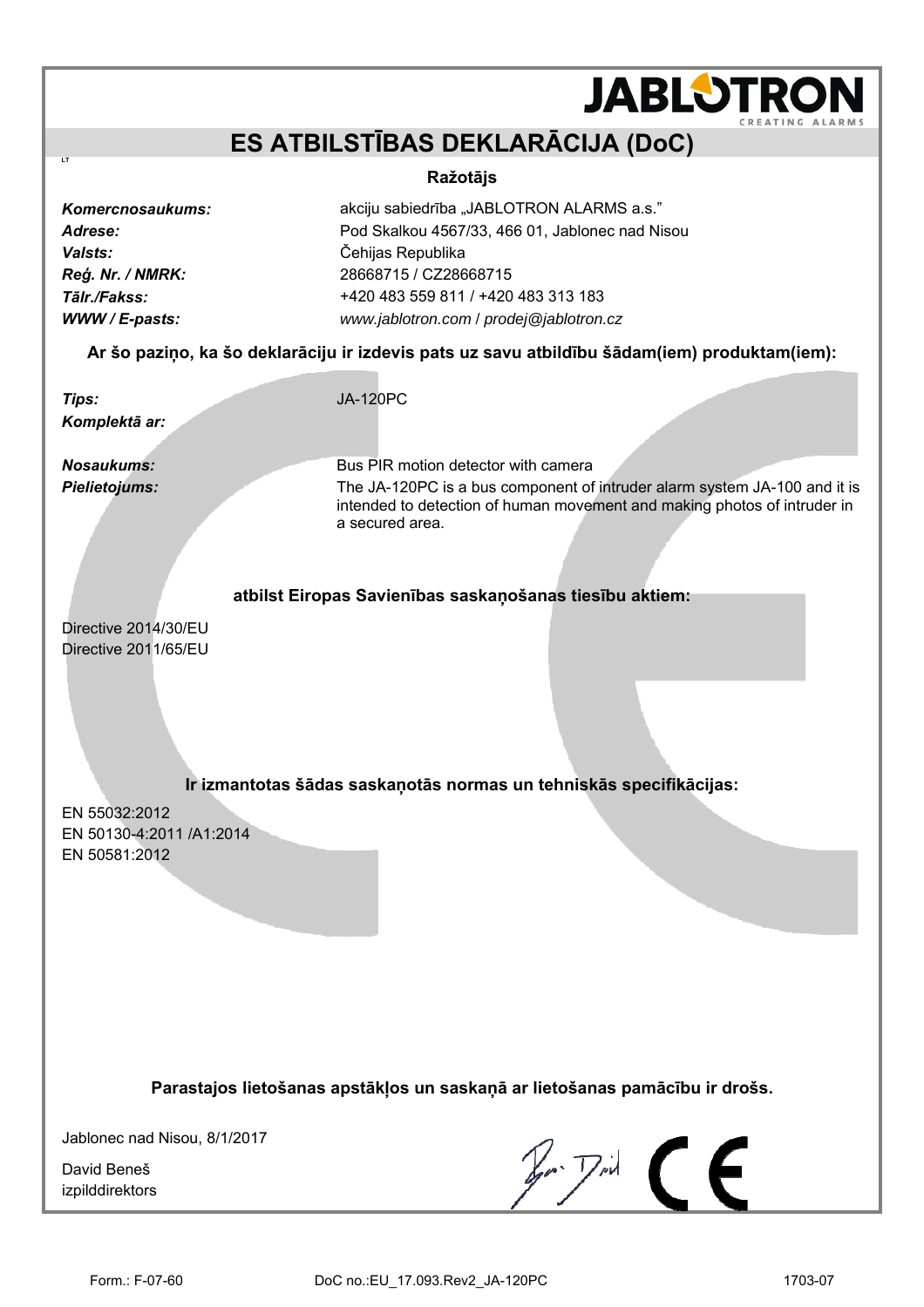JABLOTRON
CREATING ALARMS

# ES ATBILSTĪBAS DEKLARĀCIJA (DoC)

LT

### Ražotājs

| | |
|---|---|
| *Komercnosaukums:* | akciju sabiedrība „JABLOTRON ALARMS a.s." |
| *Adrese:* | Pod Skalkou 4567/33, 466 01, Jablonec nad Nisou |
| *Valsts:* | Čehijas Republika |
| *Reģ. Nr. / NMRK:* | 28668715 / CZ28668715 |
| *Tālr./Fakss:* | +420 483 559 811 / +420 483 313 183 |
| *WWW / E-pasts:* | *www.jablotron.com* / *prodej@jablotron.cz* |

**Ar šo paziņo, ka šo deklarāciju ir izdevis pats uz savu atbildību šādam(iem) produktam(iem):**

| | |
|---|---|
| *Tips:* | JA-120PC |
| *Komplektā ar:* | |
| *Nosaukums:* | Bus PIR motion detector with camera |
| *Pielietojums:* | The JA-120PC is a bus component of intruder alarm system JA-100 and it is intended to detection of human movement and making photos of intruder in a secured area. |

**atbilst Eiropas Savienības saskaņošanas tiesību aktiem:**

Directive 2014/30/EU
Directive 2011/65/EU

**Ir izmantotas šādas saskaņotās normas un tehniskās specifikācijas:**

EN 55032:2012
EN 50130-4:2011 /A1:2014
EN 50581:2012

**Parastajos lietošanas apstākļos un saskaņā ar lietošanas pamācību ir drošs.**

Jablonec nad Nisou, 8/1/2017

David Beneš
izpilddirektors

Form.: F-07-60 DoC no.:EU_17.093.Rev2_JA-120PC 1703-07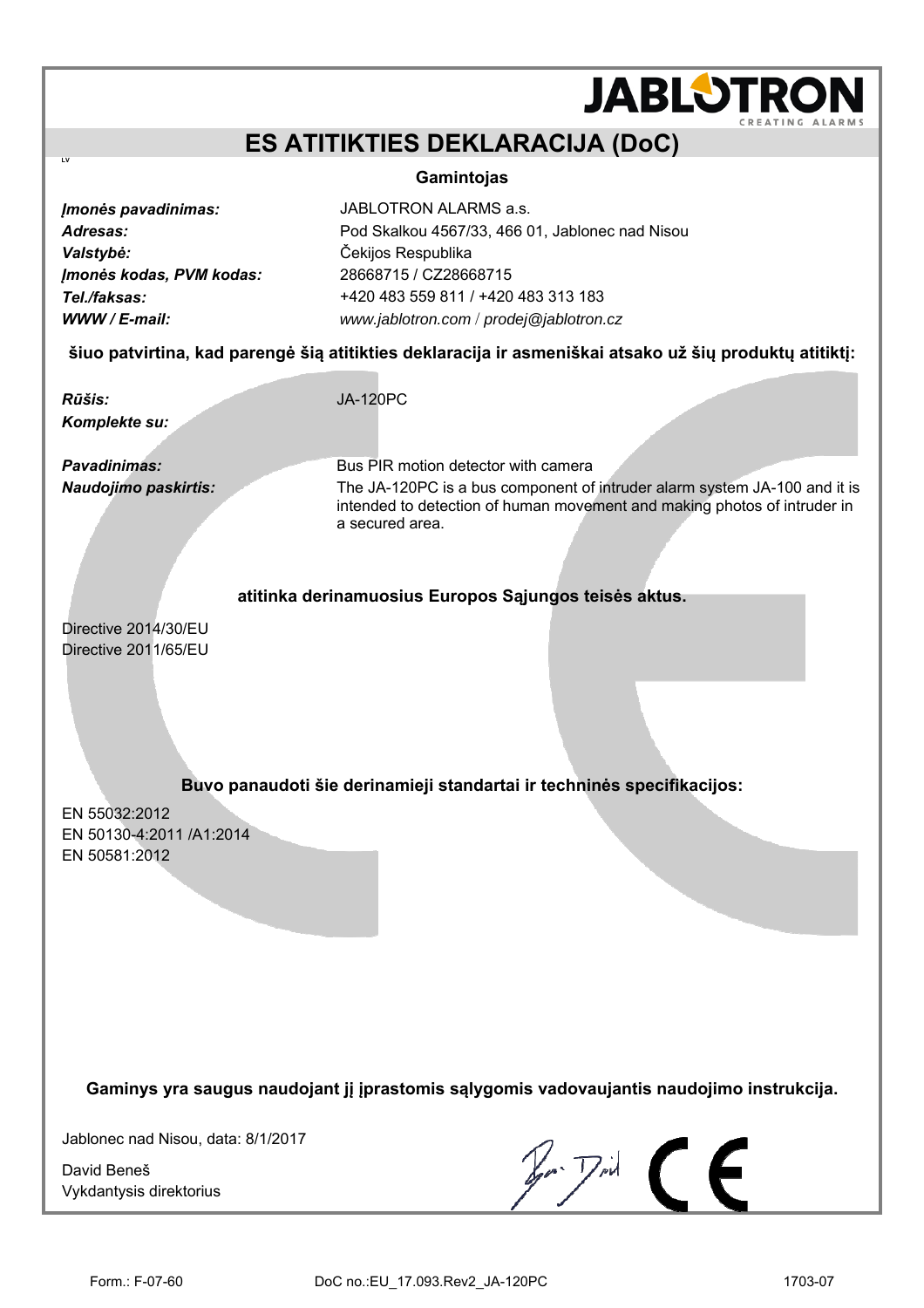# ES ATITIKTIES DEKLARACIJA (DoC)

LV

**Gamintojas**

| | |
|---|---|
| ***Įmonės pavadinimas:*** | JABLOTRON ALARMS a.s. |
| ***Adresas:*** | Pod Skalkou 4567/33, 466 01, Jablonec nad Nisou |
| ***Valstybė:*** | Čekijos Respublika |
| ***Įmonės kodas, PVM kodas:*** | 28668715 / CZ28668715 |
| ***Tel./faksas:*** | +420 483 559 811 / +420 483 313 183 |
| ***WWW / E-mail:*** | *www.jablotron.com* / *prodej@jablotron.cz* |

**šiuo patvirtina, kad parengė šią atitikties deklaraciją ir asmeniškai atsako už šių produktų atitiktį:**

| | |
|---|---|
| ***Rūšis:*** | JA-120PC |
| ***Komplekte su:*** | |
| ***Pavadinimas:*** | Bus PIR motion detector with camera |
| ***Naudojimo paskirtis:*** | The JA-120PC is a bus component of intruder alarm system JA-100 and it is intended to detection of human movement and making photos of intruder in a secured area. |

**atitinka derinamuosius Europos Sąjungos teisės aktus.**

Directive 2014/30/EU
Directive 2011/65/EU

**Buvo panaudoti šie derinamieji standartai ir techninės specifikacijos:**

EN 55032:2012
EN 50130-4:2011 /A1:2014
EN 50581:2012

**Gaminys yra saugus naudojant jį įprastomis sąlygomis vadovaujantis naudojimo instrukcija.**

Jablonec nad Nisou, data: 8/1/2017

David Beneš
Vykdantysis direktorius

Form.: F-07-60 DoC no.:EU_17.093.Rev2_JA-120PC 1703-07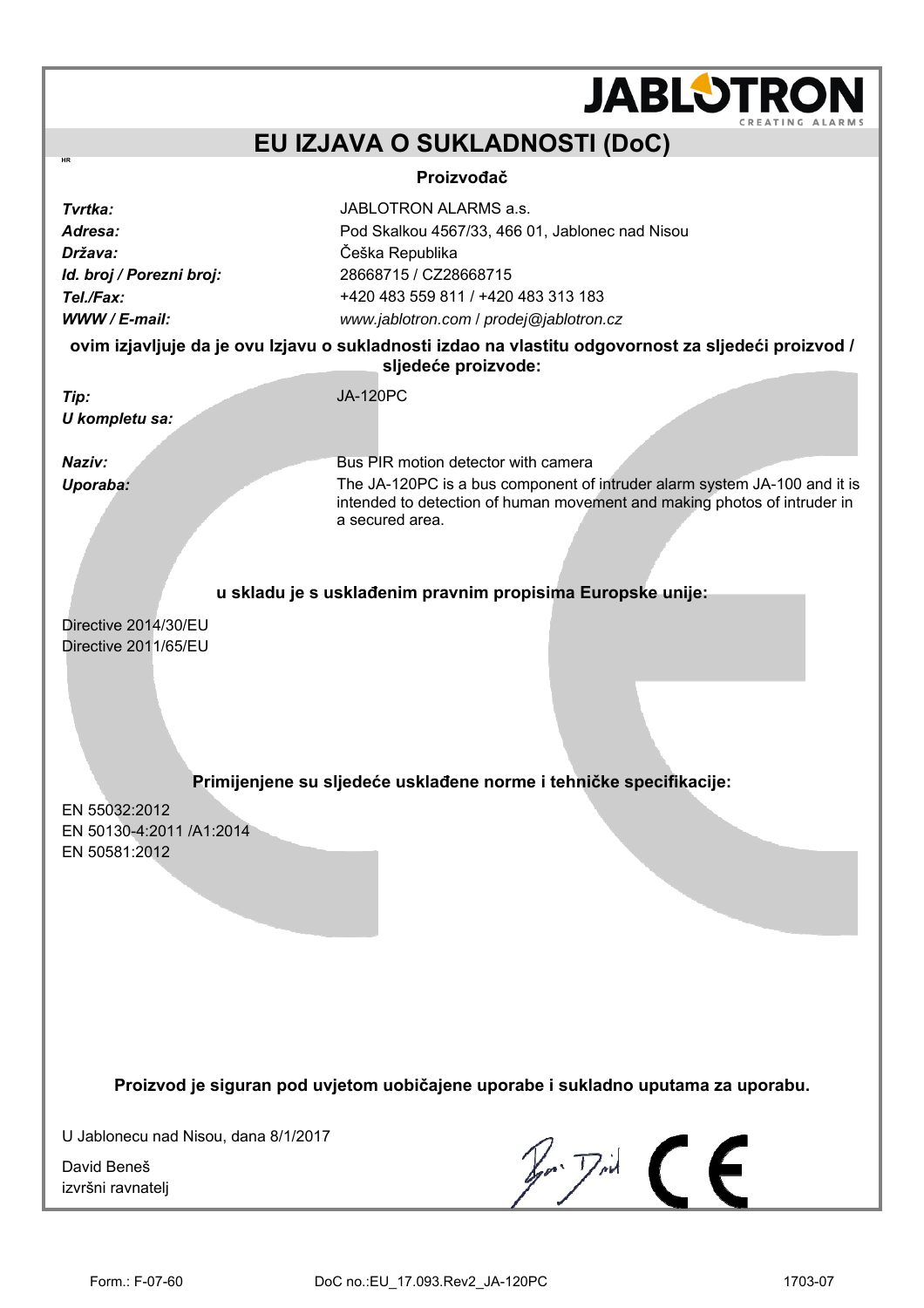# EU IZJAVA O SUKLADNOSTI (DoC)

HR

**Proizvođač**

| | |
|---|---|
| ***Tvrtka:*** | JABLOTRON ALARMS a.s. |
| ***Adresa:*** | Pod Skalkou 4567/33, 466 01, Jablonec nad Nisou |
| ***Država:*** | Češka Republika |
| ***Id. broj / Porezni broj:*** | 28668715 / CZ28668715 |
| ***Tel./Fax:*** | +420 483 559 811 / +420 483 313 183 |
| ***WWW / E-mail:*** | *www.jablotron.com* / *prodej@jablotron.cz* |

**ovim izjavljuje da je ovu Izjavu o sukladnosti izdao na vlastitu odgovornost za sljedeći proizvod / sljedeće proizvode:**

| | |
|---|---|
| ***Tip:*** | JA-120PC |
| ***U kompletu sa:*** | |
| ***Naziv:*** | Bus PIR motion detector with camera |
| ***Uporaba:*** | The JA-120PC is a bus component of intruder alarm system JA-100 and it is intended to detection of human movement and making photos of intruder in a secured area. |

**u skladu je s usklađenim pravnim propisima Europske unije:**

Directive 2014/30/EU
Directive 2011/65/EU

**Primijenjene su sljedeće usklađene norme i tehničke specifikacije:**

EN 55032:2012
EN 50130-4:2011 /A1:2014
EN 50581:2012

**Proizvod je siguran pod uvjetom uobičajene uporabe i sukladno uputama za uporabu.**

U Jablonecu nad Nisou, dana 8/1/2017

David Beneš
izvršni ravnatelj

Form.: F-07-60 DoC no.:EU_17.093.Rev2_JA-120PC 1703-07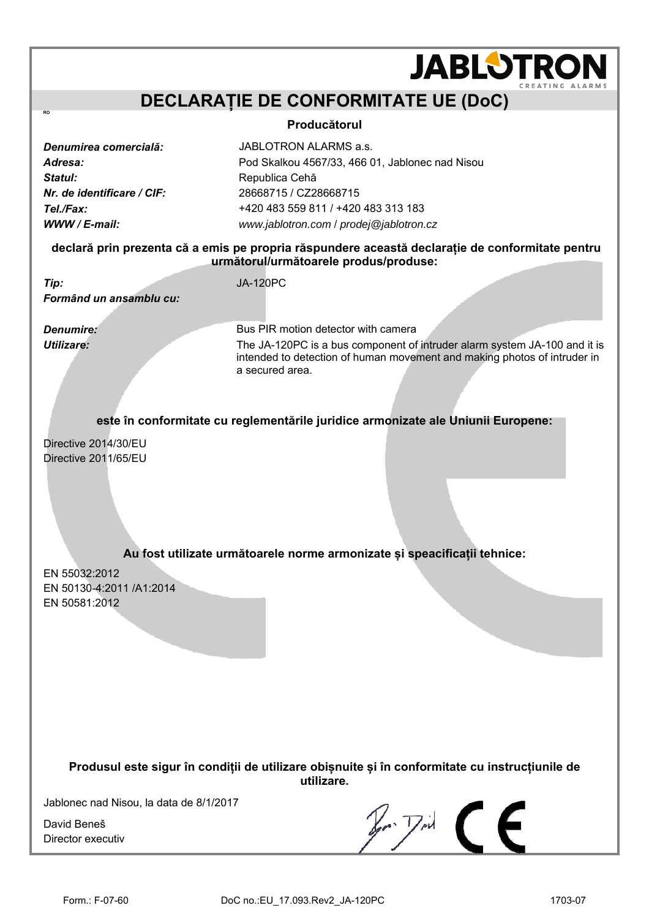# DECLARAȚIE DE CONFORMITATE UE (DoC)

RO

**Producătorul**

| | |
|---|---|
| ***Denumirea comercială:*** | JABLOTRON ALARMS a.s. |
| ***Adresa:*** | Pod Skalkou 4567/33, 466 01, Jablonec nad Nisou |
| ***Statul:*** | Republica Cehă |
| ***Nr. de identificare / CIF:*** | 28668715 / CZ28668715 |
| ***Tel./Fax:*** | +420 483 559 811 / +420 483 313 183 |
| ***WWW / E-mail:*** | *www.jablotron.com* / *prodej@jablotron.cz* |

**declară prin prezenta că a emis pe propria răspundere această declarație de conformitate pentru următorul/următoarele produs/produse:**

| | |
|---|---|
| ***Tip:*** | JA-120PC |
| ***Formând un ansamblu cu:*** | |
| ***Denumire:*** | Bus PIR motion detector with camera |
| ***Utilizare:*** | The JA-120PC is a bus component of intruder alarm system JA-100 and it is intended to detection of human movement and making photos of intruder in a secured area. |

**este în conformitate cu reglementările juridice armonizate ale Uniunii Europene:**

Directive 2014/30/EU
Directive 2011/65/EU

**Au fost utilizate următoarele norme armonizate și speacificații tehnice:**

EN 55032:2012
EN 50130-4:2011 /A1:2014
EN 50581:2012

**Produsul este sigur în condiții de utilizare obișnuite și în conformitate cu instrucțiunile de utilizare.**

Jablonec nad Nisou, la data de 8/1/2017

David Beneš
Director executiv

Form.: F-07-60 DoC no.:EU_17.093.Rev2_JA-120PC 1703-07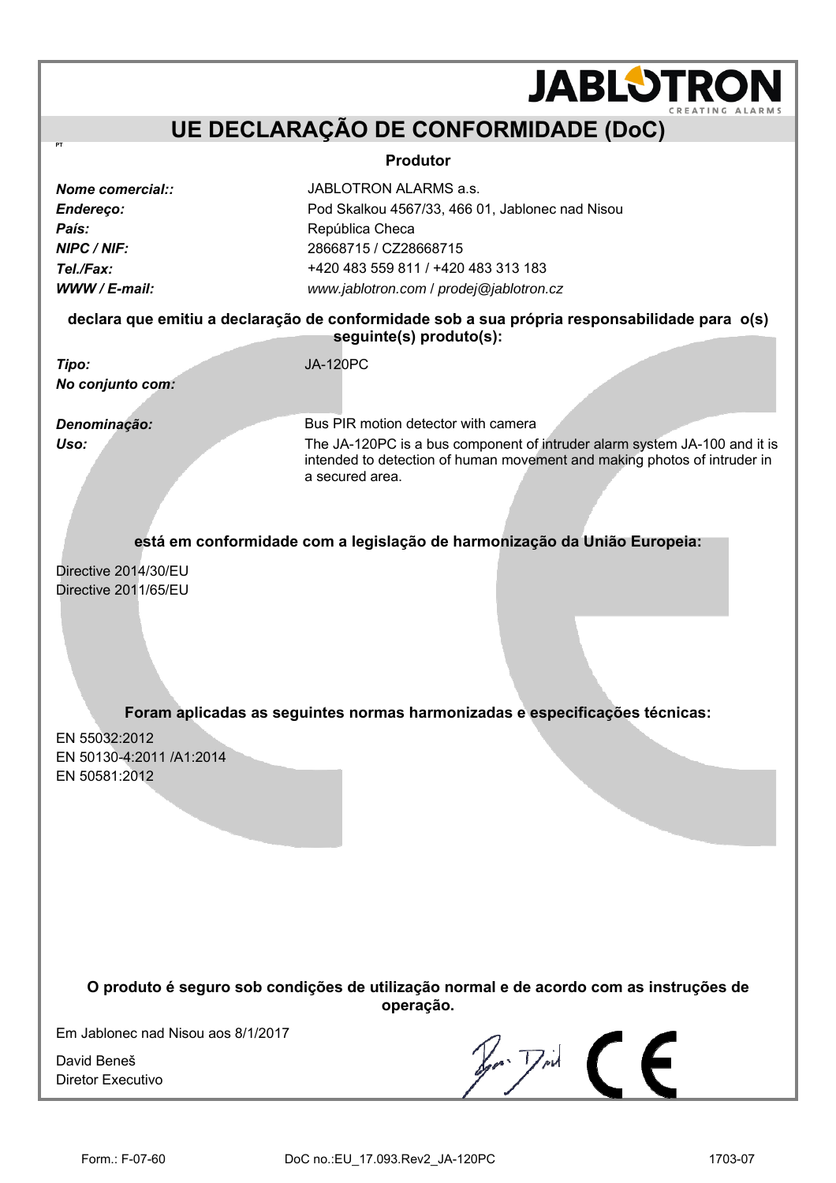JABLOTRON
CREATING ALARMS

# UE DECLARAÇÃO DE CONFORMIDADE (DoC)

PT

**Produtor**

| | |
|---|---|
| ***Nome comercial::*** | JABLOTRON ALARMS a.s. |
| ***Endereço:*** | Pod Skalkou 4567/33, 466 01, Jablonec nad Nisou |
| ***País:*** | República Checa |
| ***NIPC / NIF:*** | 28668715 / CZ28668715 |
| ***Tel./Fax:*** | +420 483 559 811 / +420 483 313 183 |
| ***WWW / E-mail:*** | *www.jablotron.com* / *prodej@jablotron.cz* |

**declara que emitiu a declaração de conformidade sob a sua própria responsabilidade para o(s) seguinte(s) produto(s):**

| | |
|---|---|
| ***Tipo:*** | JA-120PC |
| ***No conjunto com:*** | |
| ***Denominação:*** | Bus PIR motion detector with camera |
| ***Uso:*** | The JA-120PC is a bus component of intruder alarm system JA-100 and it is intended to detection of human movement and making photos of intruder in a secured area. |

**está em conformidade com a legislação de harmonização da União Europeia:**

Directive 2014/30/EU
Directive 2011/65/EU

**Foram aplicadas as seguintes normas harmonizadas e especificações técnicas:**

EN 55032:2012
EN 50130-4:2011 /A1:2014
EN 50581:2012

**O produto é seguro sob condições de utilização normal e de acordo com as instruções de operação.**

Em Jablonec nad Nisou aos 8/1/2017

David Beneš
Diretor Executivo

Form.: F-07-60 DoC no.:EU_17.093.Rev2_JA-120PC 1703-07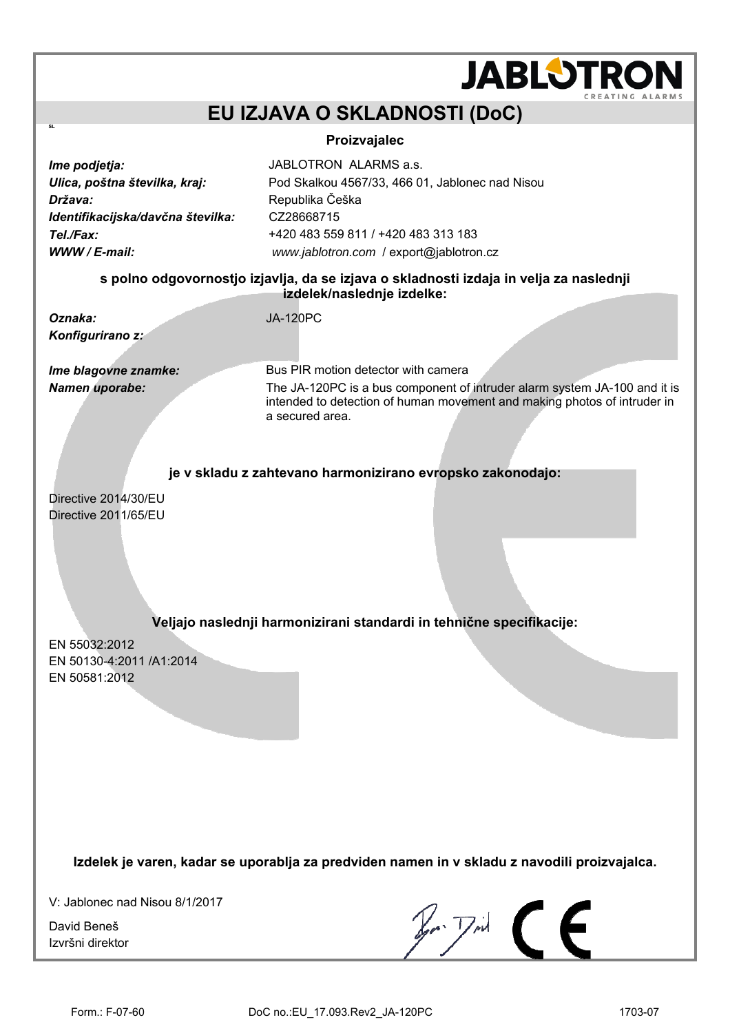JABLOTRON

CREATING ALARMS

# EU IZJAVA O SKLADNOSTI (DoC)

SL

**Proizvajalec**

| | |
|---|---|
| ***Ime podjetja:*** | JABLOTRON ALARMS a.s. |
| ***Ulica, poštna številka, kraj:*** | Pod Skalkou 4567/33, 466 01, Jablonec nad Nisou |
| ***Država:*** | Republika Češka |
| ***Identifikacijska/davčna številka:*** | CZ28668715 |
| ***Tel./Fax:*** | +420 483 559 811 / +420 483 313 183 |
| ***WWW / E-mail:*** | *www.jablotron.com* / export@jablotron.cz |

**s polno odgovornostjo izjavlja, da se izjava o skladnosti izdaja in velja za naslednji izdelek/naslednje izdelke:**

| | |
|---|---|
| ***Oznaka:*** | JA-120PC |
| ***Konfigurirano z:*** | |
| ***Ime blagovne znamke:*** | Bus PIR motion detector with camera |
| ***Namen uporabe:*** | The JA-120PC is a bus component of intruder alarm system JA-100 and it is intended to detection of human movement and making photos of intruder in a secured area. |

**je v skladu z zahtevano harmonizirano evropsko zakonodajo:**

Directive 2014/30/EU
Directive 2011/65/EU

**Veljajo naslednji harmonizirani standardi in tehnične specifikacije:**

EN 55032:2012
EN 50130-4:2011 /A1:2014
EN 50581:2012

**Izdelek je varen, kadar se uporablja za predviden namen in v skladu z navodili proizvajalca.**

V: Jablonec nad Nisou 8/1/2017

David Beneš
Izvršni direktor

Form.: F-07-60 DoC no.:EU_17.093.Rev2_JA-120PC 1703-07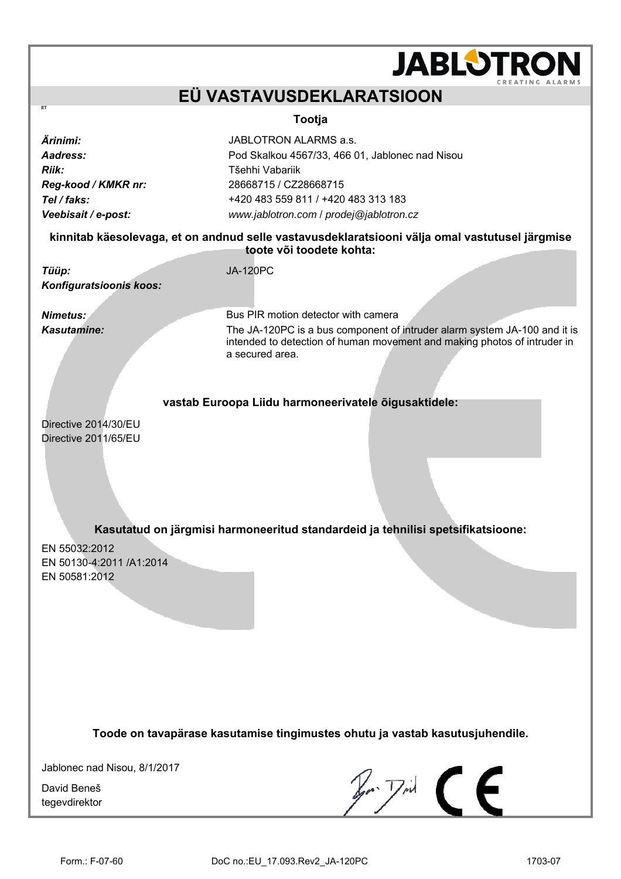# EÜ VASTAVUSDEKLARATSIOON

ET

**Tootja**

| | |
|---|---|
| ***Ärinimi:*** | JABLOTRON ALARMS a.s. |
| ***Aadress:*** | Pod Skalkou 4567/33, 466 01, Jablonec nad Nisou |
| ***Riik:*** | Tšehhi Vabariik |
| ***Reg-kood / KMKR nr:*** | 28668715 / CZ28668715 |
| ***Tel / faks:*** | +420 483 559 811 / +420 483 313 183 |
| ***Veebisait / e-post:*** | *www.jablotron.com* / *prodej@jablotron.cz* |

**kinnitab käesolevaga, et on andnud selle vastavusdeklaratsiooni välja omal vastutusel järgmise toote või toodete kohta:**

| | |
|---|---|
| ***Tüüp:*** | JA-120PC |
| ***Konfiguratsioonis koos:*** | |
| ***Nimetus:*** | Bus PIR motion detector with camera |
| ***Kasutamine:*** | The JA-120PC is a bus component of intruder alarm system JA-100 and it is intended to detection of human movement and making photos of intruder in a secured area. |

**vastab Euroopa Liidu harmoneerivatele õigusaktidele:**

Directive 2014/30/EU
Directive 2011/65/EU

**Kasutatud on järgmisi harmoneeritud standardeid ja tehnilisi spetsifikatsioone:**

EN 55032:2012
EN 50130-4:2011 /A1:2014
EN 50581:2012

**Toode on tavapärase kasutamise tingimustes ohutu ja vastab kasutusjuhendile.**

Jablonec nad Nisou, 8/1/2017

David Beneš
tegevdirektor

Form.: F-07-60 DoC no.:EU_17.093.Rev2_JA-120PC 1703-07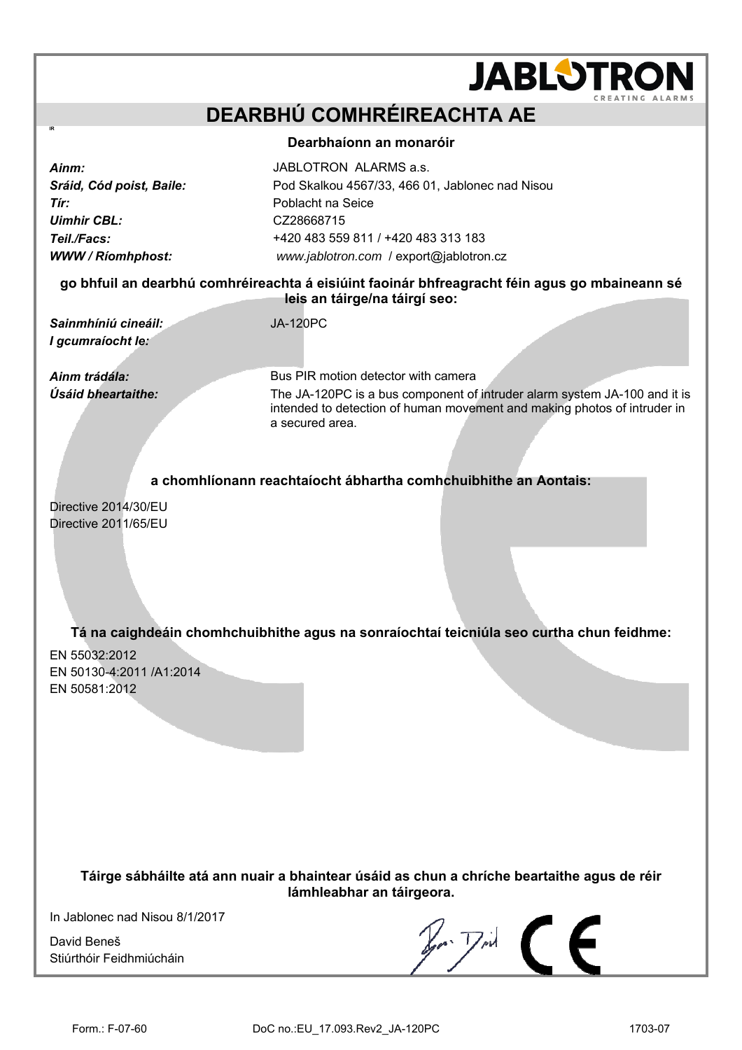JABLOTRON
CREATING ALARMS

# DEARBHÚ COMHRÉIREACHTA AE

IR

**Dearbhaíonn an monaróir**

| | |
|---|---|
| *Ainm:* | JABLOTRON ALARMS a.s. |
| *Sráid, Cód poist, Baile:* | Pod Skalkou 4567/33, 466 01, Jablonec nad Nisou |
| *Tír:* | Poblacht na Seice |
| *Uimhir CBL:* | CZ28668715 |
| *Teil./Facs:* | +420 483 559 811 / +420 483 313 183 |
| *WWW / Ríomhphost:* | *www.jablotron.com* / export@jablotron.cz |

**go bhfuil an dearbhú comhréireachta á eisiúint faoinár bhfreagracht féin agus go mbaineann sé leis an táirge/na táirgí seo:**

| | |
|---|---|
| *Sainmhíniú cineáil:* | JA-120PC |
| *I gcumraíocht le:* | |
| *Ainm trádála:* | Bus PIR motion detector with camera |
| *Úsáid bheartaithe:* | The JA-120PC is a bus component of intruder alarm system JA-100 and it is intended to detection of human movement and making photos of intruder in a secured area. |

**a chomhlíonann reachtaíocht ábhartha comhchuibhithe an Aontais:**

Directive 2014/30/EU
Directive 2011/65/EU

**Tá na caighdeáin chomhchuibhithe agus na sonraíochtaí teicniúla seo curtha chun feidhme:**

EN 55032:2012
EN 50130-4:2011 /A1:2014
EN 50581:2012

**Táirge sábháilte atá ann nuair a bhaintear úsáid as chun a chríche beartaithe agus de réir lámhleabhar an táirgeora.**

In Jablonec nad Nisou 8/1/2017

David Beneš
Stiúrthóir Feidhmiúcháin

Form.: F-07-60 DoC no.:EU_17.093.Rev2_JA-120PC 1703-07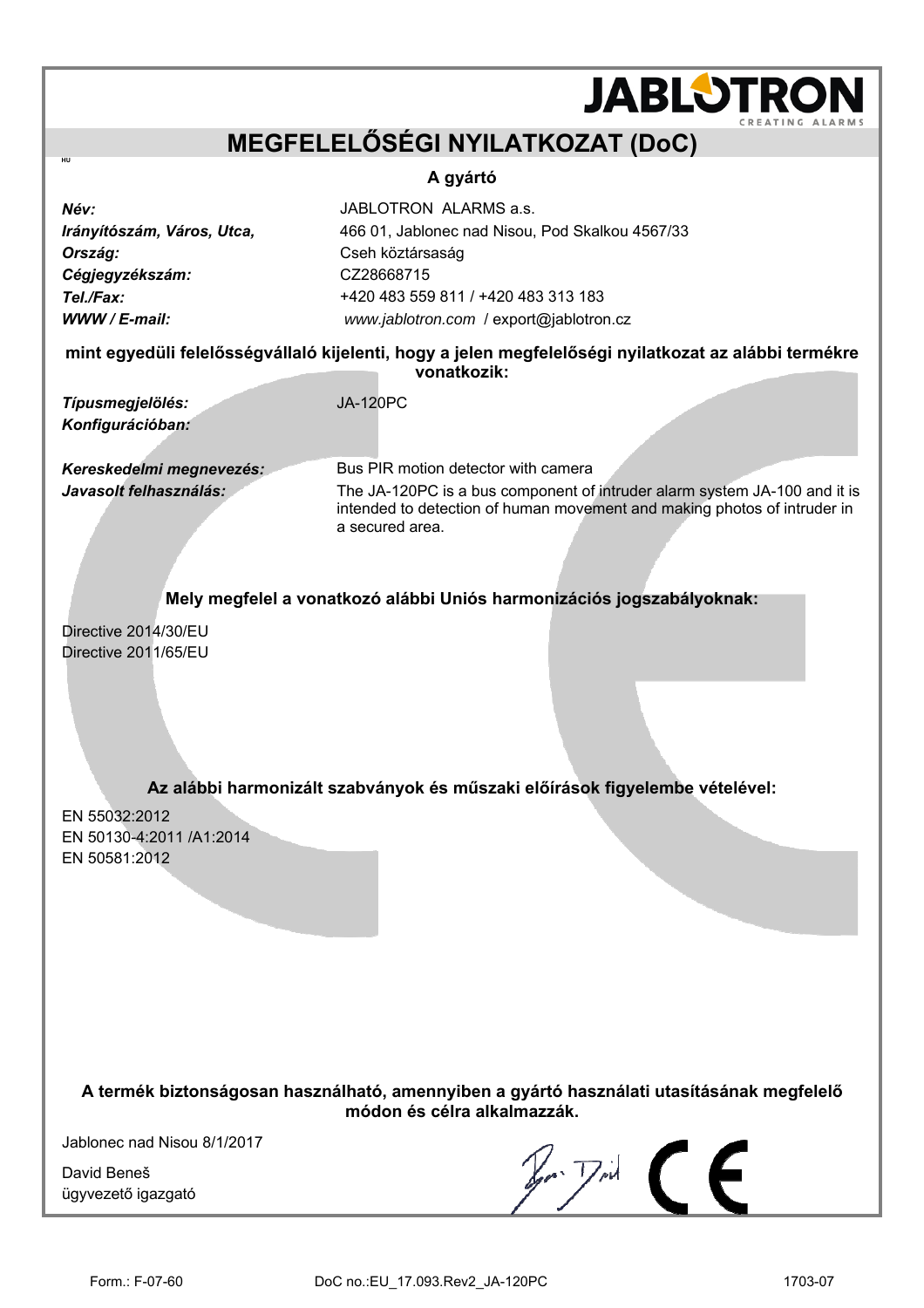# MEGFELELŐSÉGI NYILATKOZAT (DoC)

HU

**A gyártó**

| | |
|---|---|
| ***Név:*** | JABLOTRON ALARMS a.s. |
| ***Irányítószám, Város, Utca,*** | 466 01, Jablonec nad Nisou, Pod Skalkou 4567/33 |
| ***Ország:*** | Cseh köztársaság |
| ***Cégjegyzékszám:*** | CZ28668715 |
| ***Tel./Fax:*** | +420 483 559 811 / +420 483 313 183 |
| ***WWW / E-mail:*** | *www.jablotron.com* / export@jablotron.cz |

**mint egyedüli felelősségvállaló kijelenti, hogy a jelen megfelelőségi nyilatkozat az alábbi termékre vonatkozik:**

| | |
|---|---|
| ***Típusmegjelölés:*** | JA-120PC |
| ***Konfigurációban:*** | |
| ***Kereskedelmi megnevezés:*** | Bus PIR motion detector with camera |
| ***Javasolt felhasználás:*** | The JA-120PC is a bus component of intruder alarm system JA-100 and it is intended to detection of human movement and making photos of intruder in a secured area. |

**Mely megfelel a vonatkozó alábbi Uniós harmonizációs jogszabályoknak:**

Directive 2014/30/EU
Directive 2011/65/EU

**Az alábbi harmonizált szabványok és műszaki előírások figyelembe vételével:**

EN 55032:2012
EN 50130-4:2011 /A1:2014
EN 50581:2012

**A termék biztonságosan használható, amennyiben a gyártó használati utasításának megfelelő módon és célra alkalmazzák.**

Jablonec nad Nisou 8/1/2017

David Beneš
ügyvezető igazgató

Form.: F-07-60 DoC no.:EU_17.093.Rev2_JA-120PC 1703-07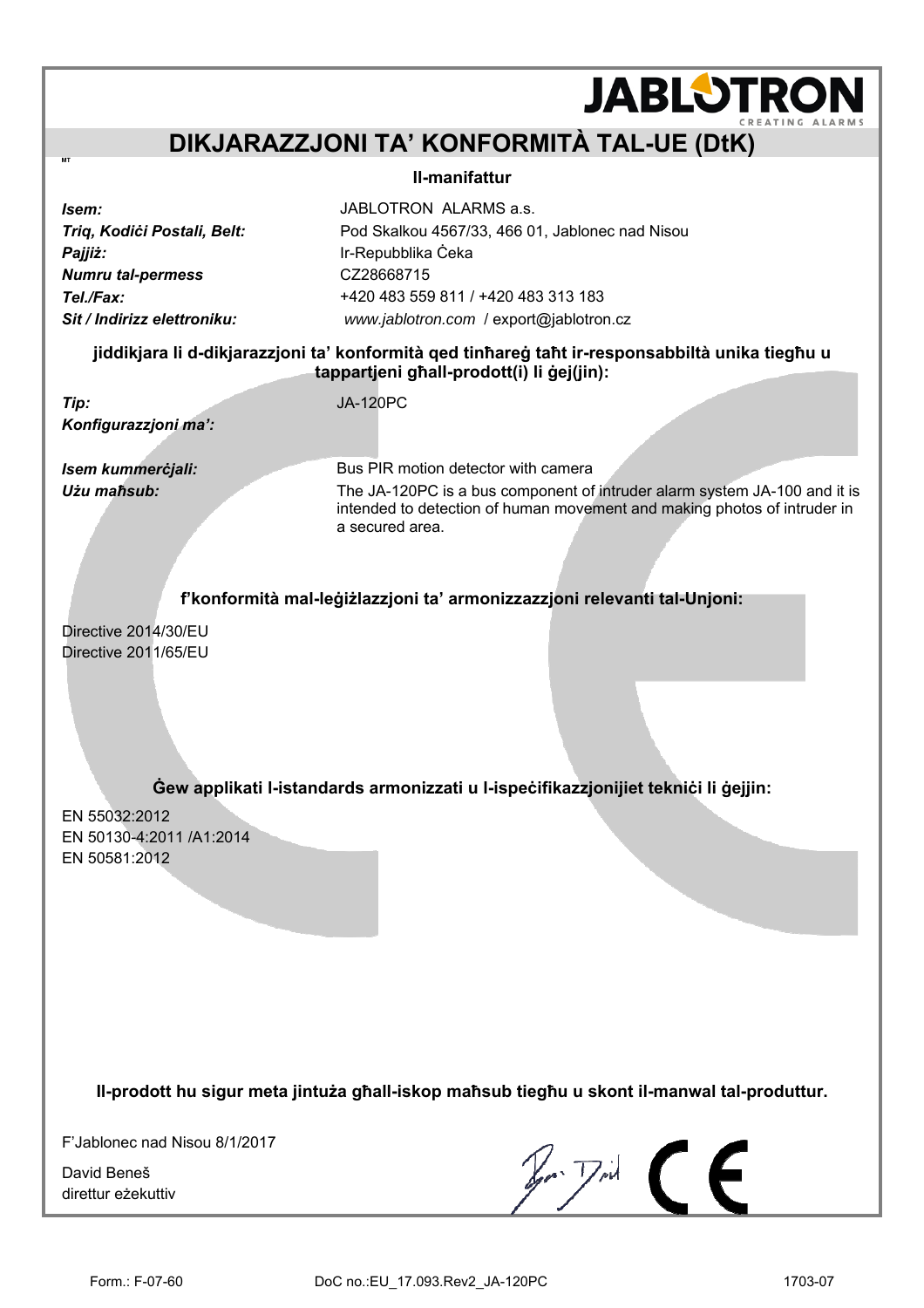JABLOTRON
CREATING ALARMS

# DIKJARAZZJONI TA’ KONFORMITÀ TAL-UE (DtK)

MT

**Il-manifattur**

| | |
|---|---|
| *Isem:* | JABLOTRON ALARMS a.s. |
| *Triq, Kodiċi Postali, Belt:* | Pod Skalkou 4567/33, 466 01, Jablonec nad Nisou |
| *Pajjiż:* | Ir-Repubblika Ċeka |
| *Numru tal-permess* | CZ28668715 |
| *Tel./Fax:* | +420 483 559 811 / +420 483 313 183 |
| *Sit / Indirizz elettroniku:* | *www.jablotron.com* / export@jablotron.cz |

**jiddikjara li d-dikjarazzjoni ta’ konformità qed tinħareġ taħt ir-responsabbiltà unika tiegħu u tappartjeni għall-prodott(i) li ġej(jin):**

| | |
|---|---|
| *Tip:* | JA-120PC |
| *Konfigurazzjoni ma’:* | |
| *Isem kummerċjali:* | Bus PIR motion detector with camera |
| *Użu maħsub:* | The JA-120PC is a bus component of intruder alarm system JA-100 and it is intended to detection of human movement and making photos of intruder in a secured area. |

**f’konformità mal-leġiżlazzjoni ta’ armonizzazzjoni relevanti tal-Unjoni:**

Directive 2014/30/EU
Directive 2011/65/EU

**Ġew applikati l-istandards armonizzati u l-ispeċifikazzjonijiet tekniċi li ġejjin:**

EN 55032:2012
EN 50130-4:2011 /A1:2014
EN 50581:2012

**Il-prodott hu sigur meta jintuża għall-iskop maħsub tiegħu u skont il-manwal tal-produttur.**

F’Jablonec nad Nisou 8/1/2017

David Beneš
direttur eżekuttiv

Form.: F-07-60 DoC no.:EU_17.093.Rev2_JA-120PC 1703-07